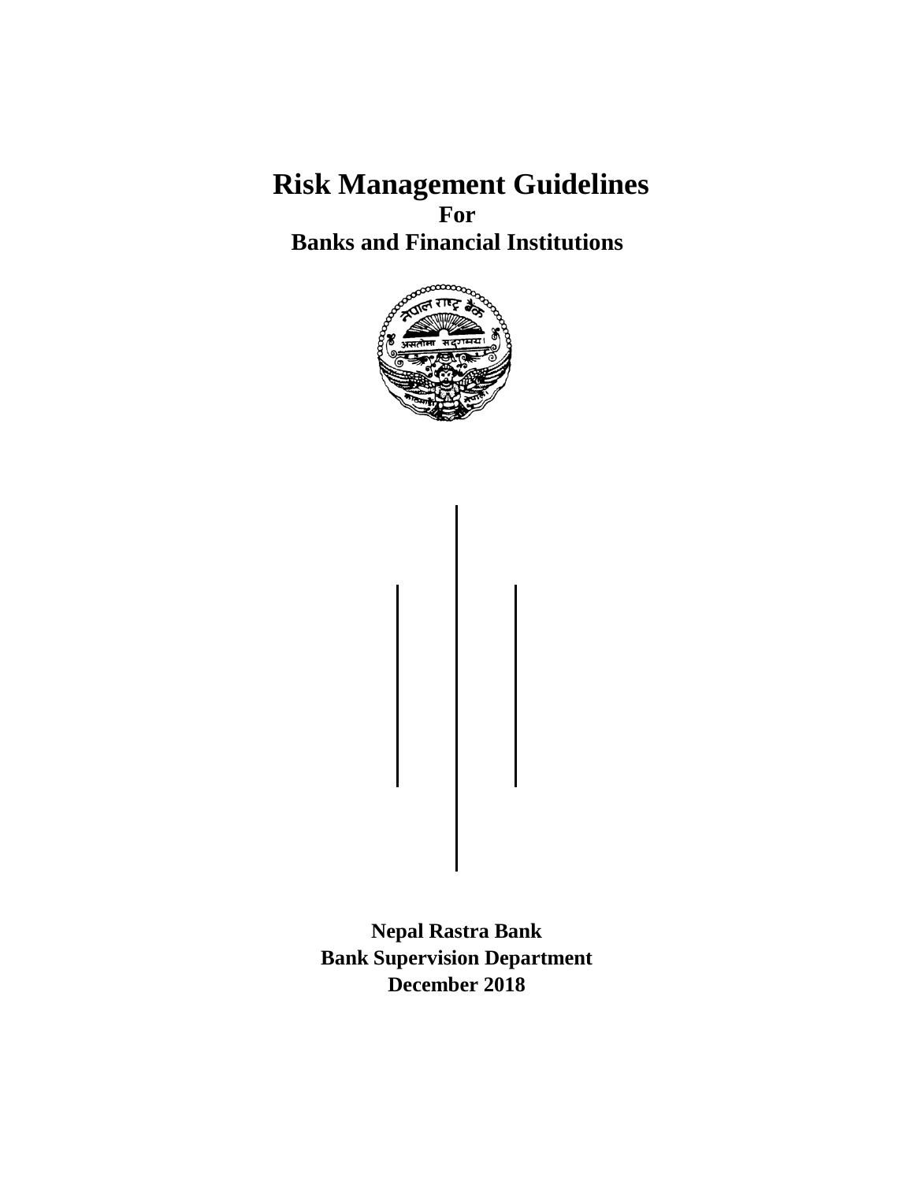# Risk Management Guidelines

**For**

**Banks and Financial Institutions**

**Nepal Rastra Bank**

**Bank Supervision Department**

**December 2018**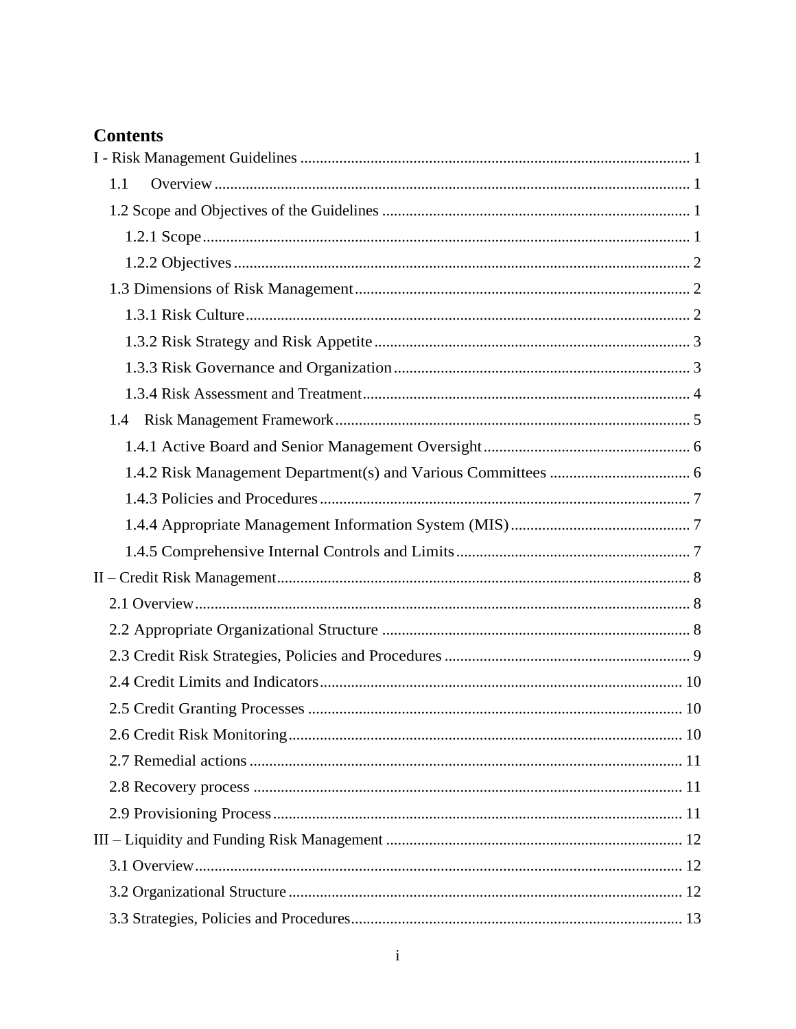# Contents

I - Risk Management Guidelines ..... 1

- 1.1 Overview ..... 1
- 1.2 Scope and Objectives of the Guidelines ..... 1
  - 1.2.1 Scope ..... 1
  - 1.2.2 Objectives ..... 2
- 1.3 Dimensions of Risk Management ..... 2
  - 1.3.1 Risk Culture ..... 2
  - 1.3.2 Risk Strategy and Risk Appetite ..... 3
  - 1.3.3 Risk Governance and Organization ..... 3
  - 1.3.4 Risk Assessment and Treatment ..... 4
- 1.4 Risk Management Framework ..... 5
  - 1.4.1 Active Board and Senior Management Oversight ..... 6
  - 1.4.2 Risk Management Department(s) and Various Committees ..... 6
  - 1.4.3 Policies and Procedures ..... 7
  - 1.4.4 Appropriate Management Information System (MIS) ..... 7
  - 1.4.5 Comprehensive Internal Controls and Limits ..... 7

II – Credit Risk Management ..... 8

- 2.1 Overview ..... 8
- 2.2 Appropriate Organizational Structure ..... 8
- 2.3 Credit Risk Strategies, Policies and Procedures ..... 9
- 2.4 Credit Limits and Indicators ..... 10
- 2.5 Credit Granting Processes ..... 10
- 2.6 Credit Risk Monitoring ..... 10
- 2.7 Remedial actions ..... 11
- 2.8 Recovery process ..... 11
- 2.9 Provisioning Process ..... 11

III – Liquidity and Funding Risk Management ..... 12

- 3.1 Overview ..... 12
- 3.2 Organizational Structure ..... 12
- 3.3 Strategies, Policies and Procedures ..... 13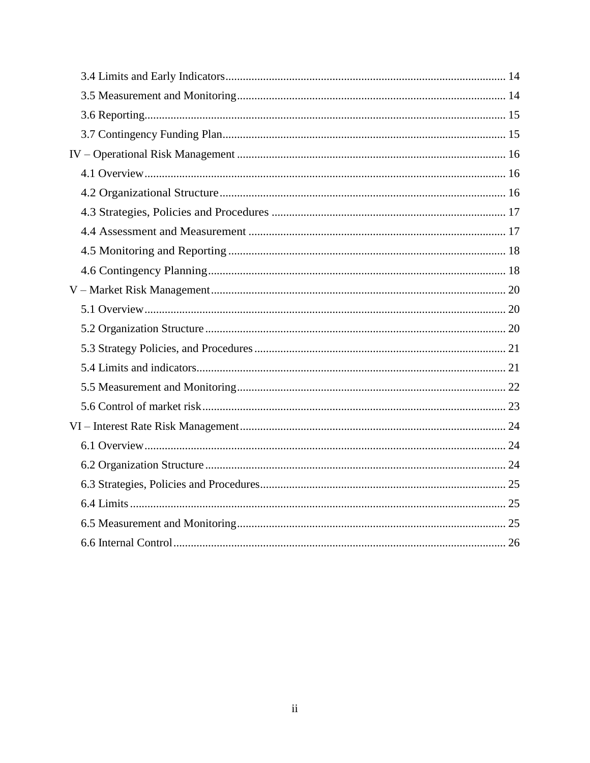3.4 Limits and Early Indicators ..... 14

3.5 Measurement and Monitoring ..... 14

3.6 Reporting ..... 15

3.7 Contingency Funding Plan ..... 15

IV – Operational Risk Management ..... 16

4.1 Overview ..... 16

4.2 Organizational Structure ..... 16

4.3 Strategies, Policies and Procedures ..... 17

4.4 Assessment and Measurement ..... 17

4.5 Monitoring and Reporting ..... 18

4.6 Contingency Planning ..... 18

V – Market Risk Management ..... 20

5.1 Overview ..... 20

5.2 Organization Structure ..... 20

5.3 Strategy Policies, and Procedures ..... 21

5.4 Limits and indicators ..... 21

5.5 Measurement and Monitoring ..... 22

5.6 Control of market risk ..... 23

VI – Interest Rate Risk Management ..... 24

6.1 Overview ..... 24

6.2 Organization Structure ..... 24

6.3 Strategies, Policies and Procedures ..... 25

6.4 Limits ..... 25

6.5 Measurement and Monitoring ..... 25

6.6 Internal Control ..... 26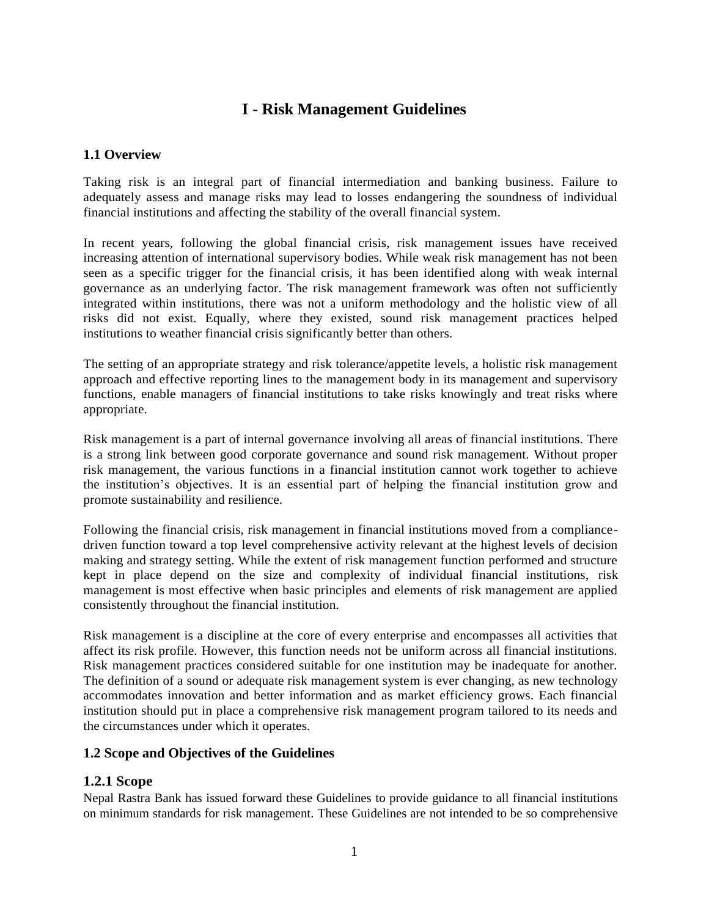# I - Risk Management Guidelines

## 1.1 Overview

Taking risk is an integral part of financial intermediation and banking business. Failure to adequately assess and manage risks may lead to losses endangering the soundness of individual financial institutions and affecting the stability of the overall financial system.

In recent years, following the global financial crisis, risk management issues have received increasing attention of international supervisory bodies. While weak risk management has not been seen as a specific trigger for the financial crisis, it has been identified along with weak internal governance as an underlying factor. The risk management framework was often not sufficiently integrated within institutions, there was not a uniform methodology and the holistic view of all risks did not exist. Equally, where they existed, sound risk management practices helped institutions to weather financial crisis significantly better than others.

The setting of an appropriate strategy and risk tolerance/appetite levels, a holistic risk management approach and effective reporting lines to the management body in its management and supervisory functions, enable managers of financial institutions to take risks knowingly and treat risks where appropriate.

Risk management is a part of internal governance involving all areas of financial institutions. There is a strong link between good corporate governance and sound risk management. Without proper risk management, the various functions in a financial institution cannot work together to achieve the institution's objectives. It is an essential part of helping the financial institution grow and promote sustainability and resilience.

Following the financial crisis, risk management in financial institutions moved from a compliance-driven function toward a top level comprehensive activity relevant at the highest levels of decision making and strategy setting. While the extent of risk management function performed and structure kept in place depend on the size and complexity of individual financial institutions, risk management is most effective when basic principles and elements of risk management are applied consistently throughout the financial institution.

Risk management is a discipline at the core of every enterprise and encompasses all activities that affect its risk profile. However, this function needs not be uniform across all financial institutions. Risk management practices considered suitable for one institution may be inadequate for another. The definition of a sound or adequate risk management system is ever changing, as new technology accommodates innovation and better information and as market efficiency grows. Each financial institution should put in place a comprehensive risk management program tailored to its needs and the circumstances under which it operates.

## 1.2 Scope and Objectives of the Guidelines

### 1.2.1 Scope

Nepal Rastra Bank has issued forward these Guidelines to provide guidance to all financial institutions on minimum standards for risk management. These Guidelines are not intended to be so comprehensive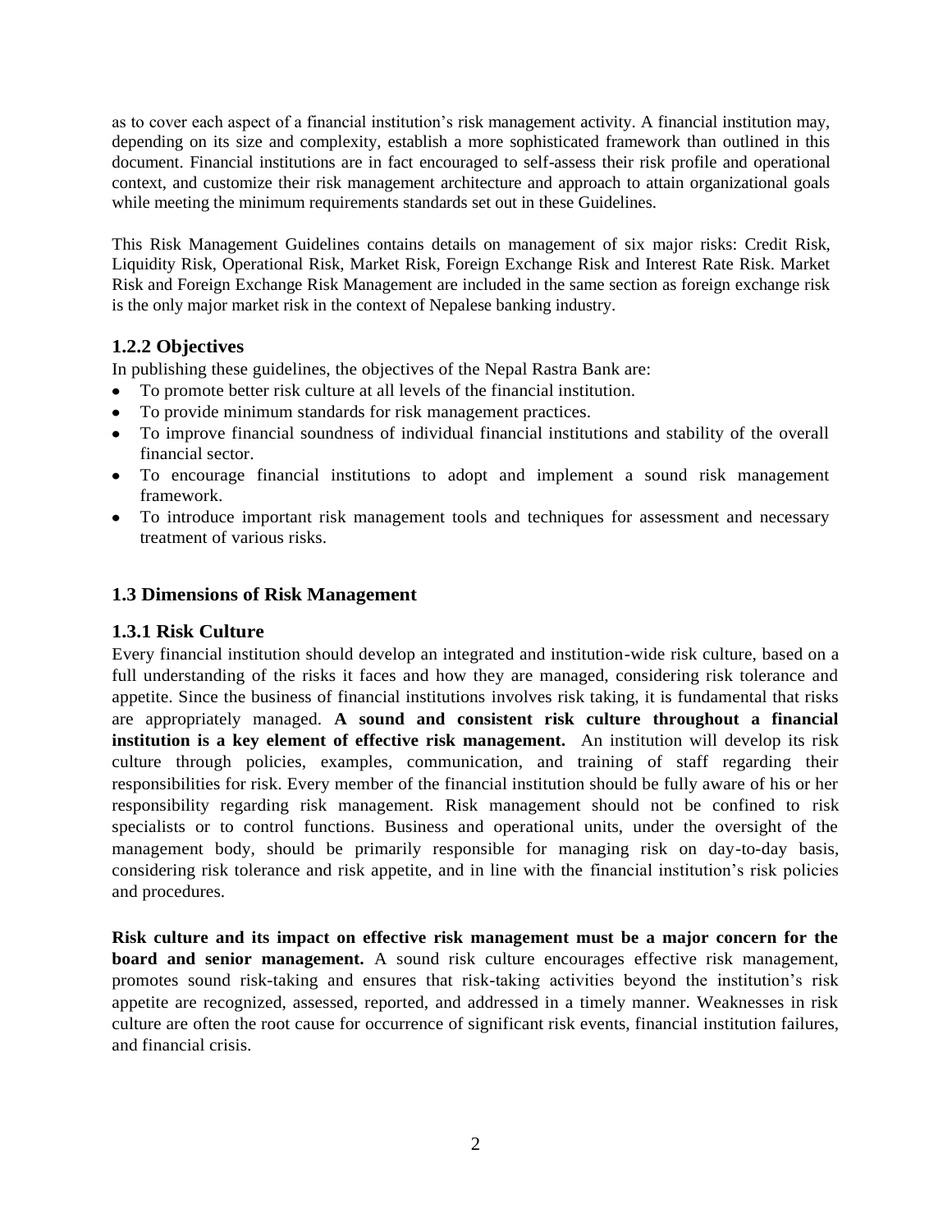as to cover each aspect of a financial institution's risk management activity. A financial institution may, depending on its size and complexity, establish a more sophisticated framework than outlined in this document. Financial institutions are in fact encouraged to self-assess their risk profile and operational context, and customize their risk management architecture and approach to attain organizational goals while meeting the minimum requirements standards set out in these Guidelines.

This Risk Management Guidelines contains details on management of six major risks: Credit Risk, Liquidity Risk, Operational Risk, Market Risk, Foreign Exchange Risk and Interest Rate Risk. Market Risk and Foreign Exchange Risk Management are included in the same section as foreign exchange risk is the only major market risk in the context of Nepalese banking industry.

### 1.2.2 Objectives

In publishing these guidelines, the objectives of the Nepal Rastra Bank are:

- To promote better risk culture at all levels of the financial institution.
- To provide minimum standards for risk management practices.
- To improve financial soundness of individual financial institutions and stability of the overall financial sector.
- To encourage financial institutions to adopt and implement a sound risk management framework.
- To introduce important risk management tools and techniques for assessment and necessary treatment of various risks.

## 1.3 Dimensions of Risk Management

### 1.3.1 Risk Culture

Every financial institution should develop an integrated and institution-wide risk culture, based on a full understanding of the risks it faces and how they are managed, considering risk tolerance and appetite. Since the business of financial institutions involves risk taking, it is fundamental that risks are appropriately managed. **A sound and consistent risk culture throughout a financial institution is a key element of effective risk management.** An institution will develop its risk culture through policies, examples, communication, and training of staff regarding their responsibilities for risk. Every member of the financial institution should be fully aware of his or her responsibility regarding risk management. Risk management should not be confined to risk specialists or to control functions. Business and operational units, under the oversight of the management body, should be primarily responsible for managing risk on day-to-day basis, considering risk tolerance and risk appetite, and in line with the financial institution's risk policies and procedures.

**Risk culture and its impact on effective risk management must be a major concern for the board and senior management.** A sound risk culture encourages effective risk management, promotes sound risk-taking and ensures that risk-taking activities beyond the institution's risk appetite are recognized, assessed, reported, and addressed in a timely manner. Weaknesses in risk culture are often the root cause for occurrence of significant risk events, financial institution failures, and financial crisis.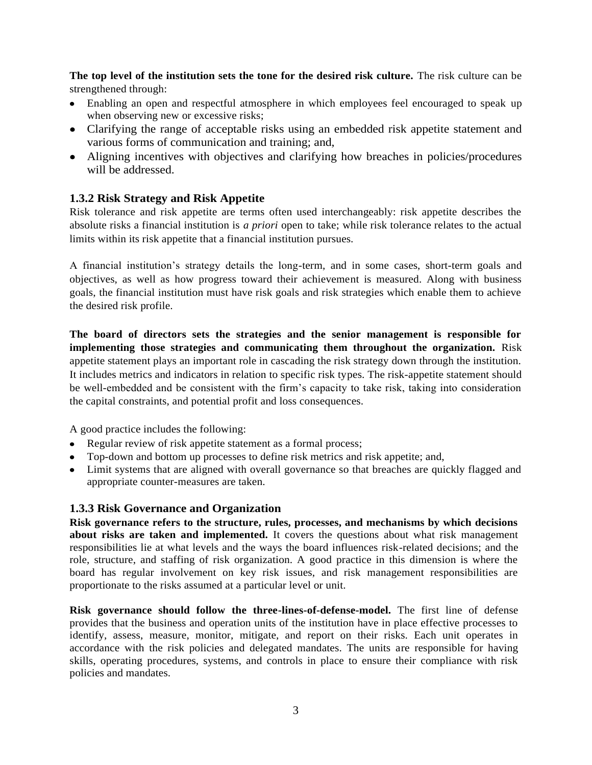**The top level of the institution sets the tone for the desired risk culture.** The risk culture can be strengthened through:

- Enabling an open and respectful atmosphere in which employees feel encouraged to speak up when observing new or excessive risks;
- Clarifying the range of acceptable risks using an embedded risk appetite statement and various forms of communication and training; and,
- Aligning incentives with objectives and clarifying how breaches in policies/procedures will be addressed.

### 1.3.2 Risk Strategy and Risk Appetite

Risk tolerance and risk appetite are terms often used interchangeably: risk appetite describes the absolute risks a financial institution is *a priori* open to take; while risk tolerance relates to the actual limits within its risk appetite that a financial institution pursues.

A financial institution's strategy details the long-term, and in some cases, short-term goals and objectives, as well as how progress toward their achievement is measured. Along with business goals, the financial institution must have risk goals and risk strategies which enable them to achieve the desired risk profile.

**The board of directors sets the strategies and the senior management is responsible for implementing those strategies and communicating them throughout the organization.** Risk appetite statement plays an important role in cascading the risk strategy down through the institution. It includes metrics and indicators in relation to specific risk types. The risk-appetite statement should be well-embedded and be consistent with the firm's capacity to take risk, taking into consideration the capital constraints, and potential profit and loss consequences.

A good practice includes the following:

- Regular review of risk appetite statement as a formal process;
- Top-down and bottom up processes to define risk metrics and risk appetite; and,
- Limit systems that are aligned with overall governance so that breaches are quickly flagged and appropriate counter-measures are taken.

### 1.3.3 Risk Governance and Organization

**Risk governance refers to the structure, rules, processes, and mechanisms by which decisions about risks are taken and implemented.** It covers the questions about what risk management responsibilities lie at what levels and the ways the board influences risk-related decisions; and the role, structure, and staffing of risk organization. A good practice in this dimension is where the board has regular involvement on key risk issues, and risk management responsibilities are proportionate to the risks assumed at a particular level or unit.

**Risk governance should follow the three-lines-of-defense-model.** The first line of defense provides that the business and operation units of the institution have in place effective processes to identify, assess, measure, monitor, mitigate, and report on their risks. Each unit operates in accordance with the risk policies and delegated mandates. The units are responsible for having skills, operating procedures, systems, and controls in place to ensure their compliance with risk policies and mandates.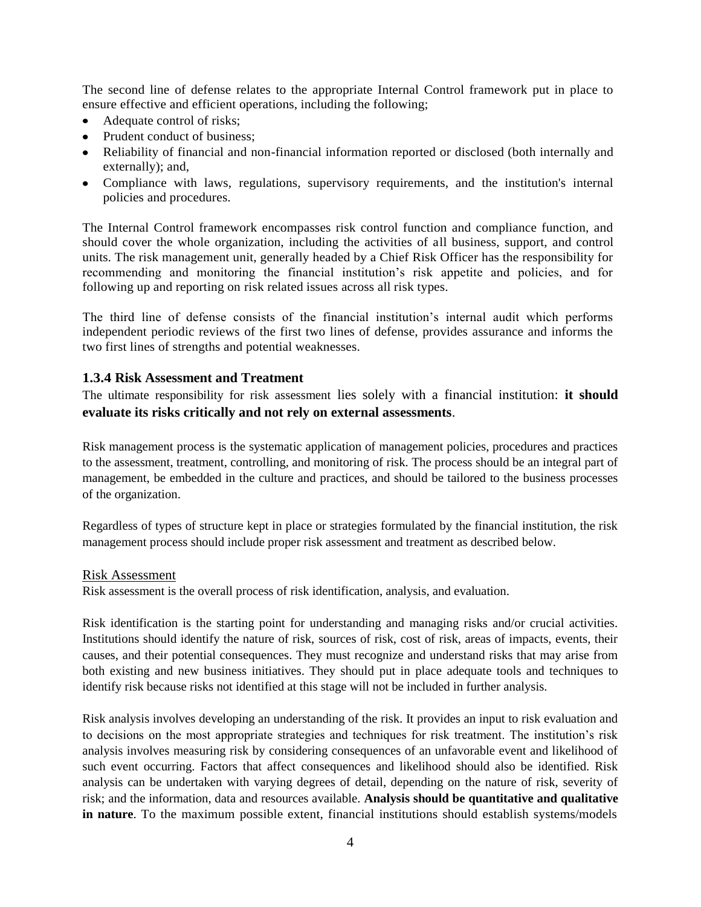The second line of defense relates to the appropriate Internal Control framework put in place to ensure effective and efficient operations, including the following;

- Adequate control of risks;
- Prudent conduct of business;
- Reliability of financial and non-financial information reported or disclosed (both internally and externally); and,
- Compliance with laws, regulations, supervisory requirements, and the institution's internal policies and procedures.

The Internal Control framework encompasses risk control function and compliance function, and should cover the whole organization, including the activities of all business, support, and control units. The risk management unit, generally headed by a Chief Risk Officer has the responsibility for recommending and monitoring the financial institution's risk appetite and policies, and for following up and reporting on risk related issues across all risk types.

The third line of defense consists of the financial institution's internal audit which performs independent periodic reviews of the first two lines of defense, provides assurance and informs the two first lines of strengths and potential weaknesses.

### 1.3.4 Risk Assessment and Treatment

The ultimate responsibility for risk assessment lies solely with a financial institution: **it should evaluate its risks critically and not rely on external assessments**.

Risk management process is the systematic application of management policies, procedures and practices to the assessment, treatment, controlling, and monitoring of risk. The process should be an integral part of management, be embedded in the culture and practices, and should be tailored to the business processes of the organization.

Regardless of types of structure kept in place or strategies formulated by the financial institution, the risk management process should include proper risk assessment and treatment as described below.

<u>Risk Assessment</u>

Risk assessment is the overall process of risk identification, analysis, and evaluation.

Risk identification is the starting point for understanding and managing risks and/or crucial activities. Institutions should identify the nature of risk, sources of risk, cost of risk, areas of impacts, events, their causes, and their potential consequences. They must recognize and understand risks that may arise from both existing and new business initiatives. They should put in place adequate tools and techniques to identify risk because risks not identified at this stage will not be included in further analysis.

Risk analysis involves developing an understanding of the risk. It provides an input to risk evaluation and to decisions on the most appropriate strategies and techniques for risk treatment. The institution's risk analysis involves measuring risk by considering consequences of an unfavorable event and likelihood of such event occurring. Factors that affect consequences and likelihood should also be identified. Risk analysis can be undertaken with varying degrees of detail, depending on the nature of risk, severity of risk; and the information, data and resources available. **Analysis should be quantitative and qualitative in nature**. To the maximum possible extent, financial institutions should establish systems/models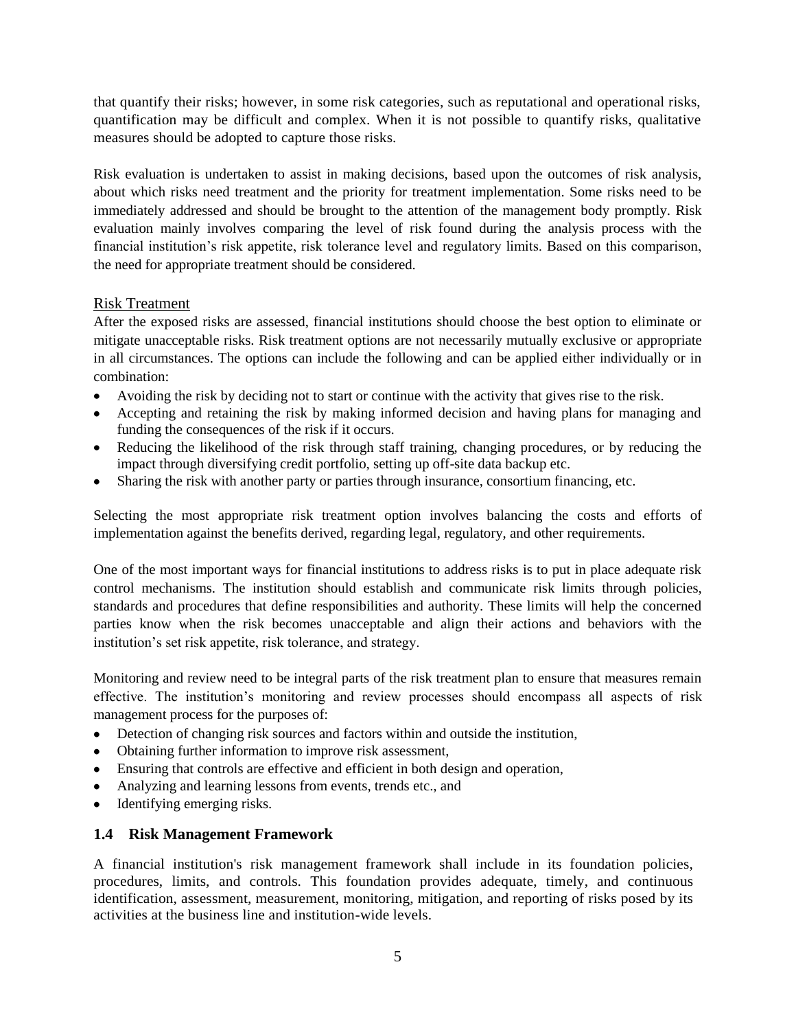that quantify their risks; however, in some risk categories, such as reputational and operational risks, quantification may be difficult and complex. When it is not possible to quantify risks, qualitative measures should be adopted to capture those risks.

Risk evaluation is undertaken to assist in making decisions, based upon the outcomes of risk analysis, about which risks need treatment and the priority for treatment implementation. Some risks need to be immediately addressed and should be brought to the attention of the management body promptly. Risk evaluation mainly involves comparing the level of risk found during the analysis process with the financial institution's risk appetite, risk tolerance level and regulatory limits. Based on this comparison, the need for appropriate treatment should be considered.

Risk Treatment

After the exposed risks are assessed, financial institutions should choose the best option to eliminate or mitigate unacceptable risks. Risk treatment options are not necessarily mutually exclusive or appropriate in all circumstances. The options can include the following and can be applied either individually or in combination:

- Avoiding the risk by deciding not to start or continue with the activity that gives rise to the risk.
- Accepting and retaining the risk by making informed decision and having plans for managing and funding the consequences of the risk if it occurs.
- Reducing the likelihood of the risk through staff training, changing procedures, or by reducing the impact through diversifying credit portfolio, setting up off-site data backup etc.
- Sharing the risk with another party or parties through insurance, consortium financing, etc.

Selecting the most appropriate risk treatment option involves balancing the costs and efforts of implementation against the benefits derived, regarding legal, regulatory, and other requirements.

One of the most important ways for financial institutions to address risks is to put in place adequate risk control mechanisms. The institution should establish and communicate risk limits through policies, standards and procedures that define responsibilities and authority. These limits will help the concerned parties know when the risk becomes unacceptable and align their actions and behaviors with the institution's set risk appetite, risk tolerance, and strategy.

Monitoring and review need to be integral parts of the risk treatment plan to ensure that measures remain effective. The institution's monitoring and review processes should encompass all aspects of risk management process for the purposes of:

- Detection of changing risk sources and factors within and outside the institution,
- Obtaining further information to improve risk assessment,
- Ensuring that controls are effective and efficient in both design and operation,
- Analyzing and learning lessons from events, trends etc., and
- Identifying emerging risks.

### 1.4 Risk Management Framework

A financial institution's risk management framework shall include in its foundation policies, procedures, limits, and controls. This foundation provides adequate, timely, and continuous identification, assessment, measurement, monitoring, mitigation, and reporting of risks posed by its activities at the business line and institution-wide levels.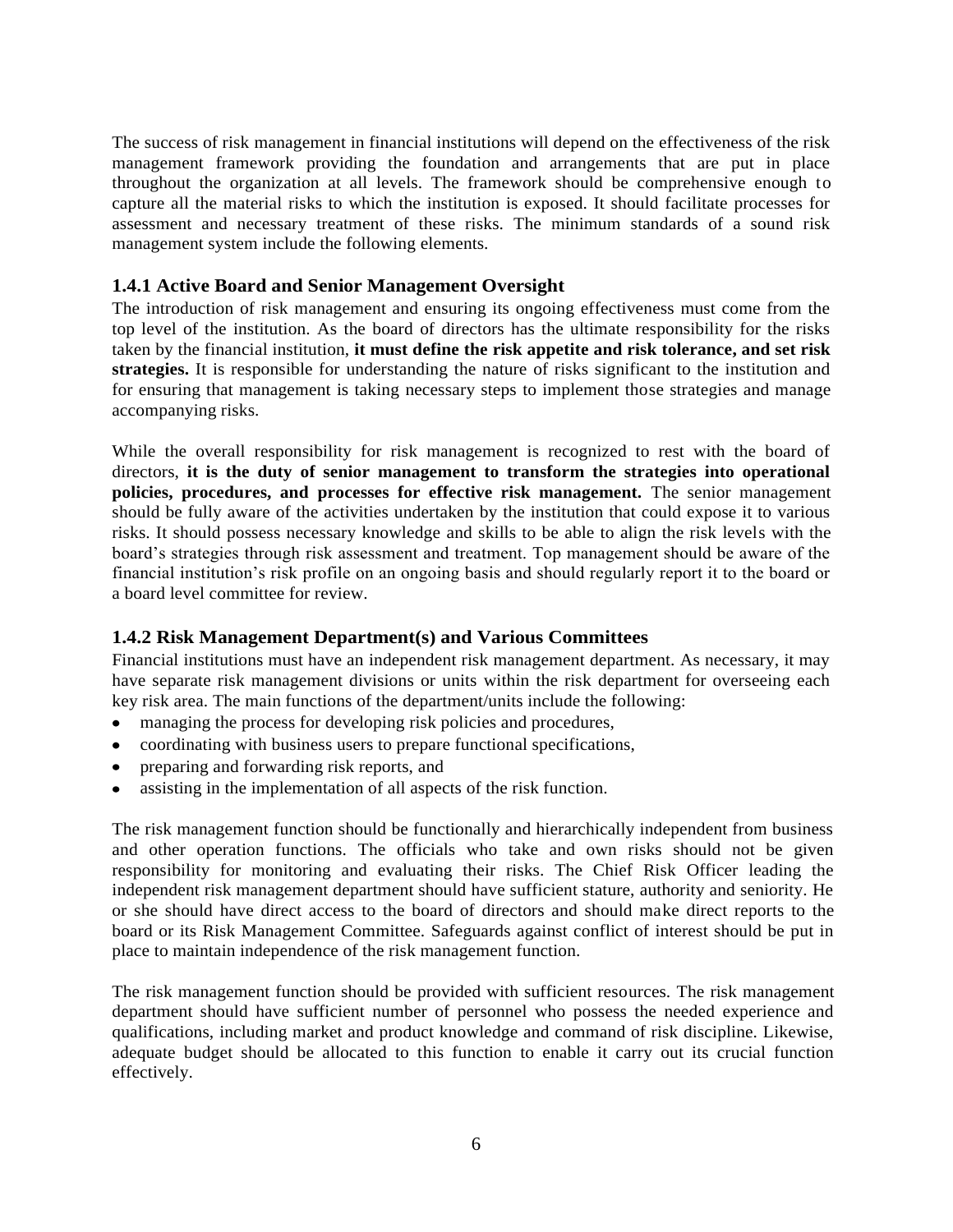The success of risk management in financial institutions will depend on the effectiveness of the risk management framework providing the foundation and arrangements that are put in place throughout the organization at all levels. The framework should be comprehensive enough to capture all the material risks to which the institution is exposed. It should facilitate processes for assessment and necessary treatment of these risks. The minimum standards of a sound risk management system include the following elements.

### 1.4.1 Active Board and Senior Management Oversight

The introduction of risk management and ensuring its ongoing effectiveness must come from the top level of the institution. As the board of directors has the ultimate responsibility for the risks taken by the financial institution, **it must define the risk appetite and risk tolerance, and set risk strategies.** It is responsible for understanding the nature of risks significant to the institution and for ensuring that management is taking necessary steps to implement those strategies and manage accompanying risks.

While the overall responsibility for risk management is recognized to rest with the board of directors, **it is the duty of senior management to transform the strategies into operational policies, procedures, and processes for effective risk management.** The senior management should be fully aware of the activities undertaken by the institution that could expose it to various risks. It should possess necessary knowledge and skills to be able to align the risk levels with the board's strategies through risk assessment and treatment. Top management should be aware of the financial institution's risk profile on an ongoing basis and should regularly report it to the board or a board level committee for review.

### 1.4.2 Risk Management Department(s) and Various Committees

Financial institutions must have an independent risk management department. As necessary, it may have separate risk management divisions or units within the risk department for overseeing each key risk area. The main functions of the department/units include the following:

- managing the process for developing risk policies and procedures,
- coordinating with business users to prepare functional specifications,
- preparing and forwarding risk reports, and
- assisting in the implementation of all aspects of the risk function.

The risk management function should be functionally and hierarchically independent from business and other operation functions. The officials who take and own risks should not be given responsibility for monitoring and evaluating their risks. The Chief Risk Officer leading the independent risk management department should have sufficient stature, authority and seniority. He or she should have direct access to the board of directors and should make direct reports to the board or its Risk Management Committee. Safeguards against conflict of interest should be put in place to maintain independence of the risk management function.

The risk management function should be provided with sufficient resources. The risk management department should have sufficient number of personnel who possess the needed experience and qualifications, including market and product knowledge and command of risk discipline. Likewise, adequate budget should be allocated to this function to enable it carry out its crucial function effectively.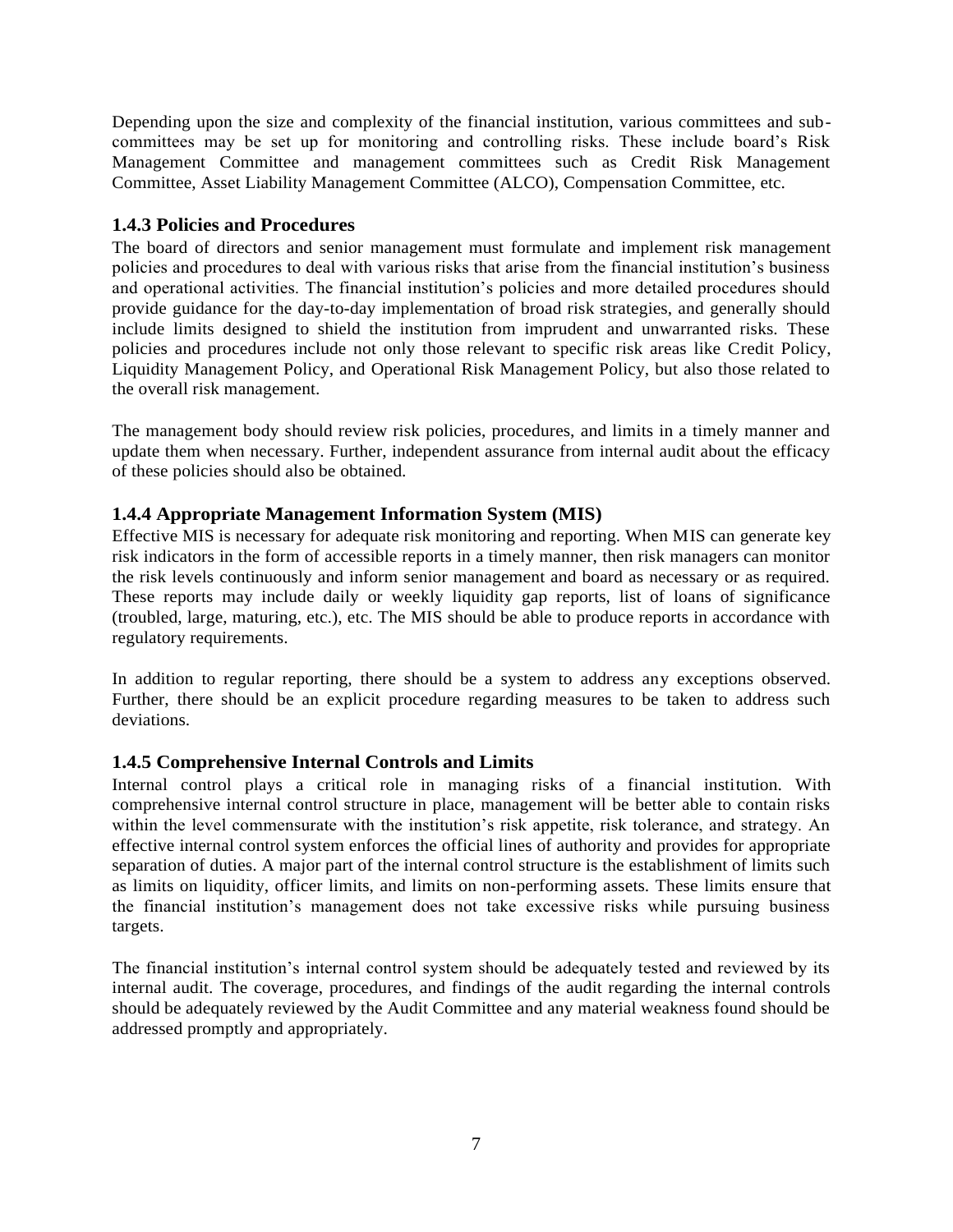Depending upon the size and complexity of the financial institution, various committees and sub-committees may be set up for monitoring and controlling risks. These include board's Risk Management Committee and management committees such as Credit Risk Management Committee, Asset Liability Management Committee (ALCO), Compensation Committee, etc.

### 1.4.3 Policies and Procedures

The board of directors and senior management must formulate and implement risk management policies and procedures to deal with various risks that arise from the financial institution's business and operational activities. The financial institution's policies and more detailed procedures should provide guidance for the day-to-day implementation of broad risk strategies, and generally should include limits designed to shield the institution from imprudent and unwarranted risks. These policies and procedures include not only those relevant to specific risk areas like Credit Policy, Liquidity Management Policy, and Operational Risk Management Policy, but also those related to the overall risk management.

The management body should review risk policies, procedures, and limits in a timely manner and update them when necessary. Further, independent assurance from internal audit about the efficacy of these policies should also be obtained.

### 1.4.4 Appropriate Management Information System (MIS)

Effective MIS is necessary for adequate risk monitoring and reporting. When MIS can generate key risk indicators in the form of accessible reports in a timely manner, then risk managers can monitor the risk levels continuously and inform senior management and board as necessary or as required. These reports may include daily or weekly liquidity gap reports, list of loans of significance (troubled, large, maturing, etc.), etc. The MIS should be able to produce reports in accordance with regulatory requirements.

In addition to regular reporting, there should be a system to address any exceptions observed. Further, there should be an explicit procedure regarding measures to be taken to address such deviations.

### 1.4.5 Comprehensive Internal Controls and Limits

Internal control plays a critical role in managing risks of a financial institution. With comprehensive internal control structure in place, management will be better able to contain risks within the level commensurate with the institution's risk appetite, risk tolerance, and strategy. An effective internal control system enforces the official lines of authority and provides for appropriate separation of duties. A major part of the internal control structure is the establishment of limits such as limits on liquidity, officer limits, and limits on non-performing assets. These limits ensure that the financial institution's management does not take excessive risks while pursuing business targets.

The financial institution's internal control system should be adequately tested and reviewed by its internal audit. The coverage, procedures, and findings of the audit regarding the internal controls should be adequately reviewed by the Audit Committee and any material weakness found should be addressed promptly and appropriately.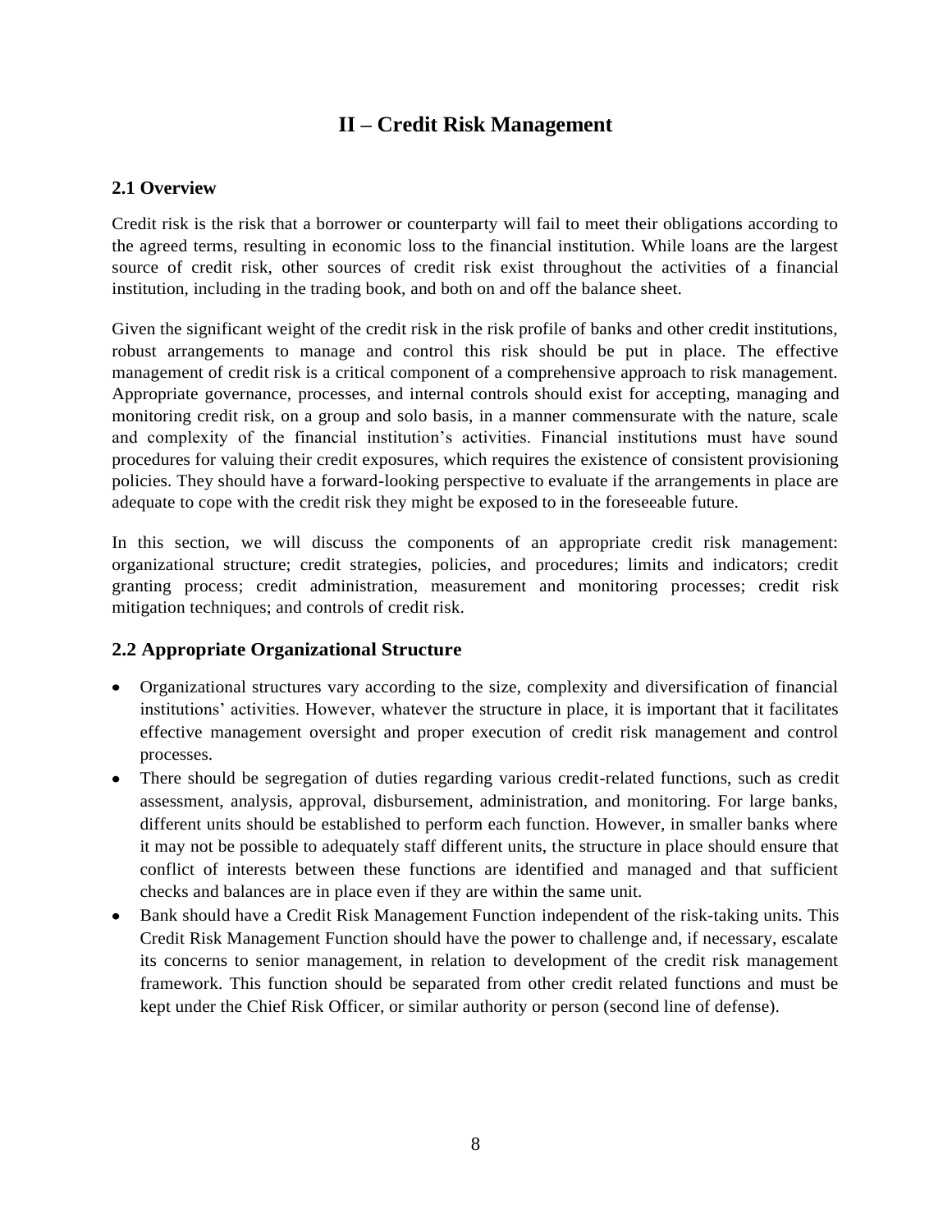# II – Credit Risk Management

## 2.1 Overview

Credit risk is the risk that a borrower or counterparty will fail to meet their obligations according to the agreed terms, resulting in economic loss to the financial institution. While loans are the largest source of credit risk, other sources of credit risk exist throughout the activities of a financial institution, including in the trading book, and both on and off the balance sheet.

Given the significant weight of the credit risk in the risk profile of banks and other credit institutions, robust arrangements to manage and control this risk should be put in place. The effective management of credit risk is a critical component of a comprehensive approach to risk management. Appropriate governance, processes, and internal controls should exist for accepting, managing and monitoring credit risk, on a group and solo basis, in a manner commensurate with the nature, scale and complexity of the financial institution's activities. Financial institutions must have sound procedures for valuing their credit exposures, which requires the existence of consistent provisioning policies. They should have a forward-looking perspective to evaluate if the arrangements in place are adequate to cope with the credit risk they might be exposed to in the foreseeable future.

In this section, we will discuss the components of an appropriate credit risk management: organizational structure; credit strategies, policies, and procedures; limits and indicators; credit granting process; credit administration, measurement and monitoring processes; credit risk mitigation techniques; and controls of credit risk.

## 2.2 Appropriate Organizational Structure

- Organizational structures vary according to the size, complexity and diversification of financial institutions' activities. However, whatever the structure in place, it is important that it facilitates effective management oversight and proper execution of credit risk management and control processes.
- There should be segregation of duties regarding various credit-related functions, such as credit assessment, analysis, approval, disbursement, administration, and monitoring. For large banks, different units should be established to perform each function. However, in smaller banks where it may not be possible to adequately staff different units, the structure in place should ensure that conflict of interests between these functions are identified and managed and that sufficient checks and balances are in place even if they are within the same unit.
- Bank should have a Credit Risk Management Function independent of the risk-taking units. This Credit Risk Management Function should have the power to challenge and, if necessary, escalate its concerns to senior management, in relation to development of the credit risk management framework. This function should be separated from other credit related functions and must be kept under the Chief Risk Officer, or similar authority or person (second line of defense).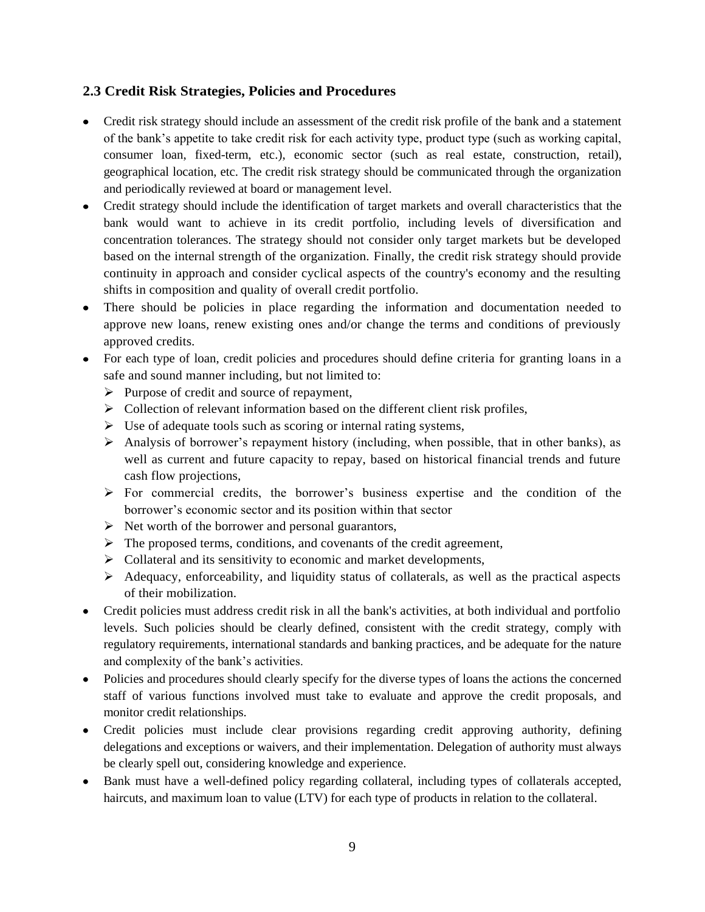### 2.3 Credit Risk Strategies, Policies and Procedures

- Credit risk strategy should include an assessment of the credit risk profile of the bank and a statement of the bank's appetite to take credit risk for each activity type, product type (such as working capital, consumer loan, fixed-term, etc.), economic sector (such as real estate, construction, retail), geographical location, etc. The credit risk strategy should be communicated through the organization and periodically reviewed at board or management level.
- Credit strategy should include the identification of target markets and overall characteristics that the bank would want to achieve in its credit portfolio, including levels of diversification and concentration tolerances. The strategy should not consider only target markets but be developed based on the internal strength of the organization. Finally, the credit risk strategy should provide continuity in approach and consider cyclical aspects of the country's economy and the resulting shifts in composition and quality of overall credit portfolio.
- There should be policies in place regarding the information and documentation needed to approve new loans, renew existing ones and/or change the terms and conditions of previously approved credits.
- For each type of loan, credit policies and procedures should define criteria for granting loans in a safe and sound manner including, but not limited to:
  - Purpose of credit and source of repayment,
  - Collection of relevant information based on the different client risk profiles,
  - Use of adequate tools such as scoring or internal rating systems,
  - Analysis of borrower's repayment history (including, when possible, that in other banks), as well as current and future capacity to repay, based on historical financial trends and future cash flow projections,
  - For commercial credits, the borrower's business expertise and the condition of the borrower's economic sector and its position within that sector
  - Net worth of the borrower and personal guarantors,
  - The proposed terms, conditions, and covenants of the credit agreement,
  - Collateral and its sensitivity to economic and market developments,
  - Adequacy, enforceability, and liquidity status of collaterals, as well as the practical aspects of their mobilization.
- Credit policies must address credit risk in all the bank's activities, at both individual and portfolio levels. Such policies should be clearly defined, consistent with the credit strategy, comply with regulatory requirements, international standards and banking practices, and be adequate for the nature and complexity of the bank's activities.
- Policies and procedures should clearly specify for the diverse types of loans the actions the concerned staff of various functions involved must take to evaluate and approve the credit proposals, and monitor credit relationships.
- Credit policies must include clear provisions regarding credit approving authority, defining delegations and exceptions or waivers, and their implementation. Delegation of authority must always be clearly spell out, considering knowledge and experience.
- Bank must have a well-defined policy regarding collateral, including types of collaterals accepted, haircuts, and maximum loan to value (LTV) for each type of products in relation to the collateral.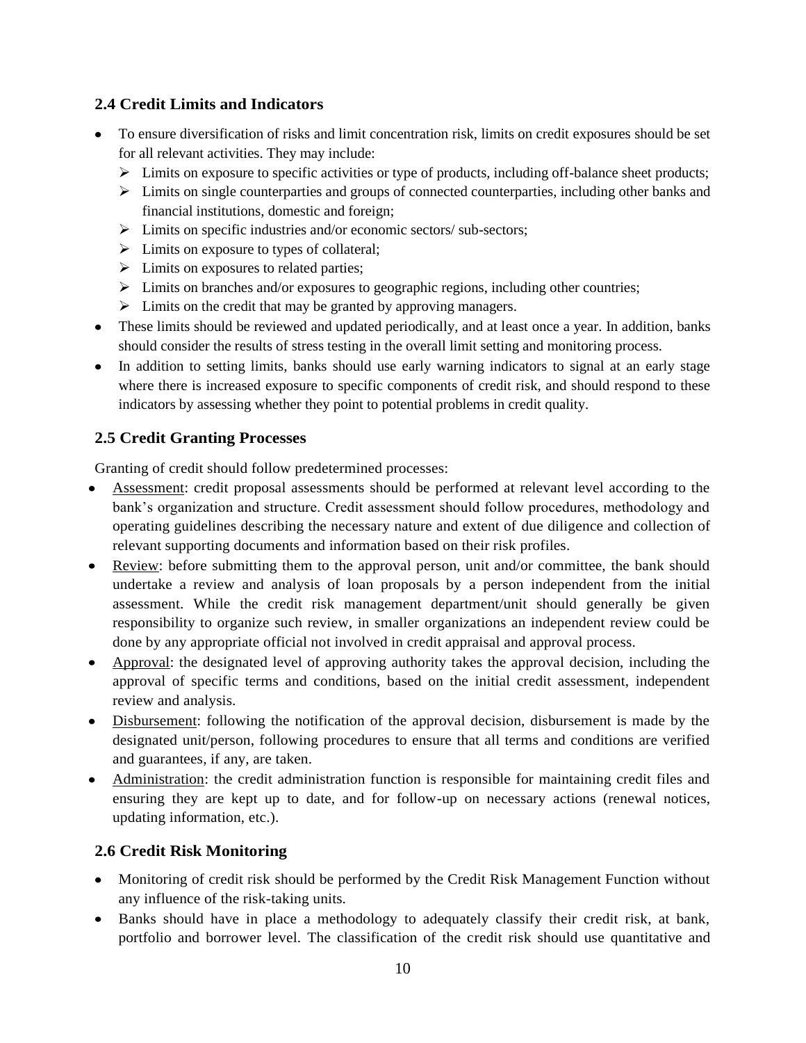## 2.4 Credit Limits and Indicators

- To ensure diversification of risks and limit concentration risk, limits on credit exposures should be set for all relevant activities. They may include:
  - Limits on exposure to specific activities or type of products, including off-balance sheet products;
  - Limits on single counterparties and groups of connected counterparties, including other banks and financial institutions, domestic and foreign;
  - Limits on specific industries and/or economic sectors/ sub-sectors;
  - Limits on exposure to types of collateral;
  - Limits on exposures to related parties;
  - Limits on branches and/or exposures to geographic regions, including other countries;
  - Limits on the credit that may be granted by approving managers.
- These limits should be reviewed and updated periodically, and at least once a year. In addition, banks should consider the results of stress testing in the overall limit setting and monitoring process.
- In addition to setting limits, banks should use early warning indicators to signal at an early stage where there is increased exposure to specific components of credit risk, and should respond to these indicators by assessing whether they point to potential problems in credit quality.

## 2.5 Credit Granting Processes

Granting of credit should follow predetermined processes:

- Assessment: credit proposal assessments should be performed at relevant level according to the bank's organization and structure. Credit assessment should follow procedures, methodology and operating guidelines describing the necessary nature and extent of due diligence and collection of relevant supporting documents and information based on their risk profiles.
- Review: before submitting them to the approval person, unit and/or committee, the bank should undertake a review and analysis of loan proposals by a person independent from the initial assessment. While the credit risk management department/unit should generally be given responsibility to organize such review, in smaller organizations an independent review could be done by any appropriate official not involved in credit appraisal and approval process.
- Approval: the designated level of approving authority takes the approval decision, including the approval of specific terms and conditions, based on the initial credit assessment, independent review and analysis.
- Disbursement: following the notification of the approval decision, disbursement is made by the designated unit/person, following procedures to ensure that all terms and conditions are verified and guarantees, if any, are taken.
- Administration: the credit administration function is responsible for maintaining credit files and ensuring they are kept up to date, and for follow-up on necessary actions (renewal notices, updating information, etc.).

## 2.6 Credit Risk Monitoring

- Monitoring of credit risk should be performed by the Credit Risk Management Function without any influence of the risk-taking units.
- Banks should have in place a methodology to adequately classify their credit risk, at bank, portfolio and borrower level. The classification of the credit risk should use quantitative and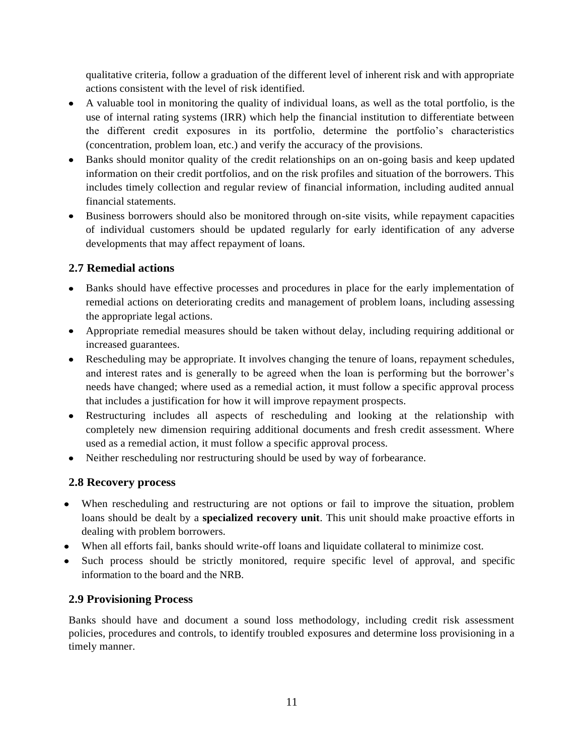qualitative criteria, follow a graduation of the different level of inherent risk and with appropriate actions consistent with the level of risk identified.

- A valuable tool in monitoring the quality of individual loans, as well as the total portfolio, is the use of internal rating systems (IRR) which help the financial institution to differentiate between the different credit exposures in its portfolio, determine the portfolio's characteristics (concentration, problem loan, etc.) and verify the accuracy of the provisions.
- Banks should monitor quality of the credit relationships on an on-going basis and keep updated information on their credit portfolios, and on the risk profiles and situation of the borrowers. This includes timely collection and regular review of financial information, including audited annual financial statements.
- Business borrowers should also be monitored through on-site visits, while repayment capacities of individual customers should be updated regularly for early identification of any adverse developments that may affect repayment of loans.

### 2.7 Remedial actions

- Banks should have effective processes and procedures in place for the early implementation of remedial actions on deteriorating credits and management of problem loans, including assessing the appropriate legal actions.
- Appropriate remedial measures should be taken without delay, including requiring additional or increased guarantees.
- Rescheduling may be appropriate. It involves changing the tenure of loans, repayment schedules, and interest rates and is generally to be agreed when the loan is performing but the borrower's needs have changed; where used as a remedial action, it must follow a specific approval process that includes a justification for how it will improve repayment prospects.
- Restructuring includes all aspects of rescheduling and looking at the relationship with completely new dimension requiring additional documents and fresh credit assessment. Where used as a remedial action, it must follow a specific approval process.
- Neither rescheduling nor restructuring should be used by way of forbearance.

### 2.8 Recovery process

- When rescheduling and restructuring are not options or fail to improve the situation, problem loans should be dealt by a **specialized recovery unit**. This unit should make proactive efforts in dealing with problem borrowers.
- When all efforts fail, banks should write-off loans and liquidate collateral to minimize cost.
- Such process should be strictly monitored, require specific level of approval, and specific information to the board and the NRB.

### 2.9 Provisioning Process

Banks should have and document a sound loss methodology, including credit risk assessment policies, procedures and controls, to identify troubled exposures and determine loss provisioning in a timely manner.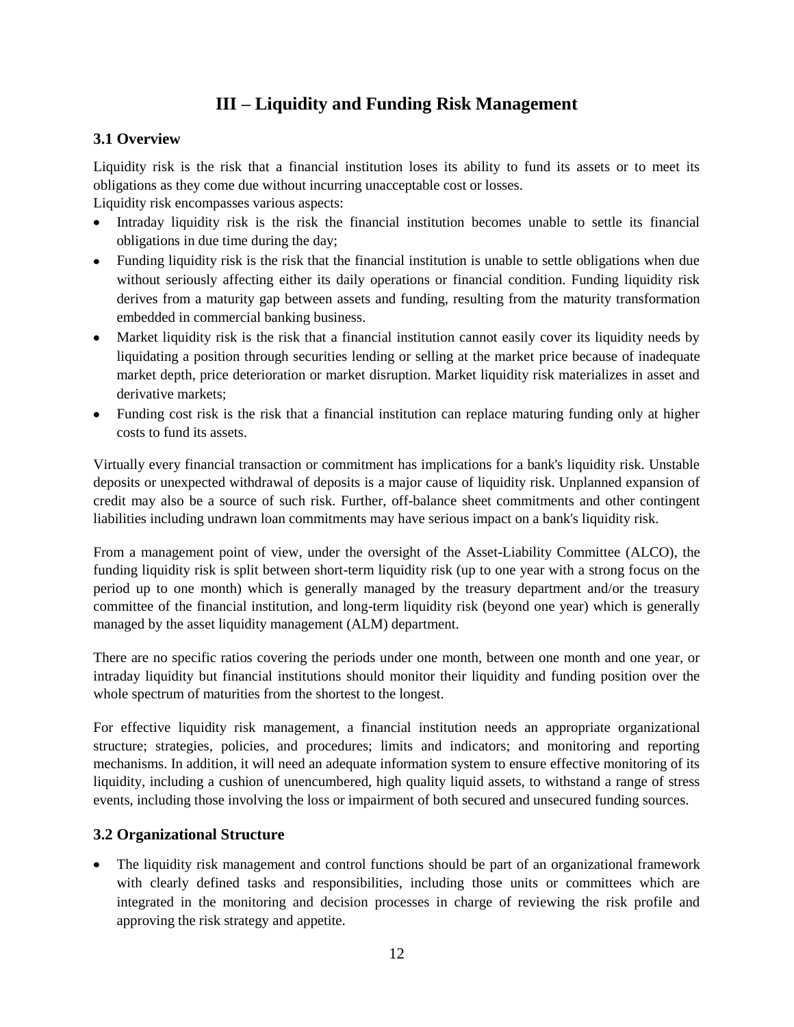# III – Liquidity and Funding Risk Management

## 3.1 Overview

Liquidity risk is the risk that a financial institution loses its ability to fund its assets or to meet its obligations as they come due without incurring unacceptable cost or losses.
Liquidity risk encompasses various aspects:

- Intraday liquidity risk is the risk the financial institution becomes unable to settle its financial obligations in due time during the day;
- Funding liquidity risk is the risk that the financial institution is unable to settle obligations when due without seriously affecting either its daily operations or financial condition. Funding liquidity risk derives from a maturity gap between assets and funding, resulting from the maturity transformation embedded in commercial banking business.
- Market liquidity risk is the risk that a financial institution cannot easily cover its liquidity needs by liquidating a position through securities lending or selling at the market price because of inadequate market depth, price deterioration or market disruption. Market liquidity risk materializes in asset and derivative markets;
- Funding cost risk is the risk that a financial institution can replace maturing funding only at higher costs to fund its assets.

Virtually every financial transaction or commitment has implications for a bank's liquidity risk. Unstable deposits or unexpected withdrawal of deposits is a major cause of liquidity risk. Unplanned expansion of credit may also be a source of such risk. Further, off-balance sheet commitments and other contingent liabilities including undrawn loan commitments may have serious impact on a bank's liquidity risk.

From a management point of view, under the oversight of the Asset-Liability Committee (ALCO), the funding liquidity risk is split between short-term liquidity risk (up to one year with a strong focus on the period up to one month) which is generally managed by the treasury department and/or the treasury committee of the financial institution, and long-term liquidity risk (beyond one year) which is generally managed by the asset liquidity management (ALM) department.

There are no specific ratios covering the periods under one month, between one month and one year, or intraday liquidity but financial institutions should monitor their liquidity and funding position over the whole spectrum of maturities from the shortest to the longest.

For effective liquidity risk management, a financial institution needs an appropriate organizational structure; strategies, policies, and procedures; limits and indicators; and monitoring and reporting mechanisms. In addition, it will need an adequate information system to ensure effective monitoring of its liquidity, including a cushion of unencumbered, high quality liquid assets, to withstand a range of stress events, including those involving the loss or impairment of both secured and unsecured funding sources.

## 3.2 Organizational Structure

- The liquidity risk management and control functions should be part of an organizational framework with clearly defined tasks and responsibilities, including those units or committees which are integrated in the monitoring and decision processes in charge of reviewing the risk profile and approving the risk strategy and appetite.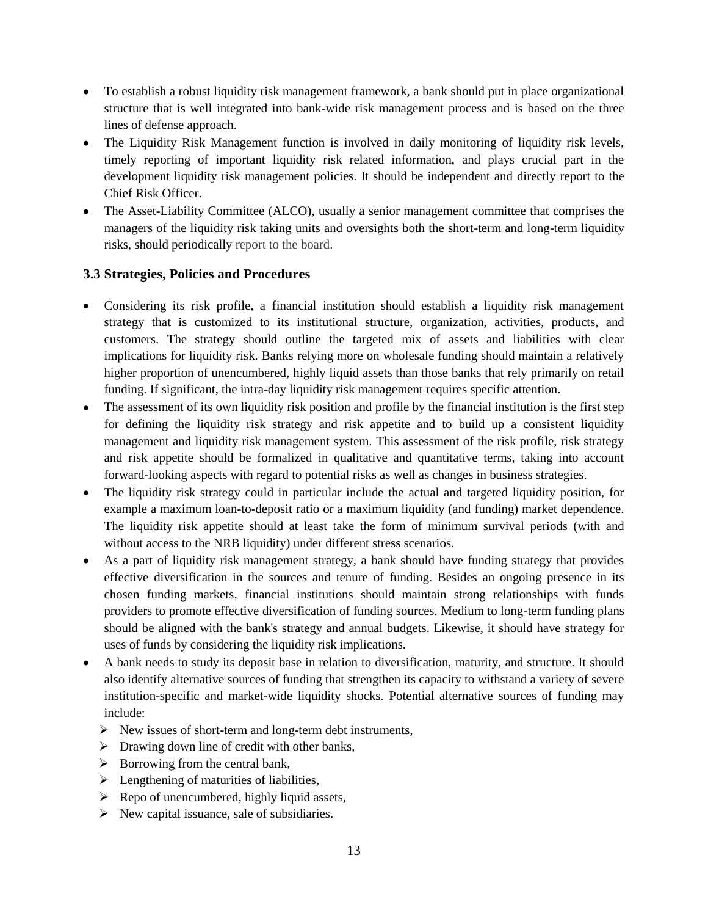- To establish a robust liquidity risk management framework, a bank should put in place organizational structure that is well integrated into bank-wide risk management process and is based on the three lines of defense approach.
- The Liquidity Risk Management function is involved in daily monitoring of liquidity risk levels, timely reporting of important liquidity risk related information, and plays crucial part in the development liquidity risk management policies. It should be independent and directly report to the Chief Risk Officer.
- The Asset-Liability Committee (ALCO), usually a senior management committee that comprises the managers of the liquidity risk taking units and oversights both the short-term and long-term liquidity risks, should periodically report to the board.

### 3.3 Strategies, Policies and Procedures

- Considering its risk profile, a financial institution should establish a liquidity risk management strategy that is customized to its institutional structure, organization, activities, products, and customers. The strategy should outline the targeted mix of assets and liabilities with clear implications for liquidity risk. Banks relying more on wholesale funding should maintain a relatively higher proportion of unencumbered, highly liquid assets than those banks that rely primarily on retail funding. If significant, the intra-day liquidity risk management requires specific attention.
- The assessment of its own liquidity risk position and profile by the financial institution is the first step for defining the liquidity risk strategy and risk appetite and to build up a consistent liquidity management and liquidity risk management system. This assessment of the risk profile, risk strategy and risk appetite should be formalized in qualitative and quantitative terms, taking into account forward-looking aspects with regard to potential risks as well as changes in business strategies.
- The liquidity risk strategy could in particular include the actual and targeted liquidity position, for example a maximum loan-to-deposit ratio or a maximum liquidity (and funding) market dependence. The liquidity risk appetite should at least take the form of minimum survival periods (with and without access to the NRB liquidity) under different stress scenarios.
- As a part of liquidity risk management strategy, a bank should have funding strategy that provides effective diversification in the sources and tenure of funding. Besides an ongoing presence in its chosen funding markets, financial institutions should maintain strong relationships with funds providers to promote effective diversification of funding sources. Medium to long-term funding plans should be aligned with the bank's strategy and annual budgets. Likewise, it should have strategy for uses of funds by considering the liquidity risk implications.
- A bank needs to study its deposit base in relation to diversification, maturity, and structure. It should also identify alternative sources of funding that strengthen its capacity to withstand a variety of severe institution-specific and market-wide liquidity shocks. Potential alternative sources of funding may include:
  - New issues of short-term and long-term debt instruments,
  - Drawing down line of credit with other banks,
  - Borrowing from the central bank,
  - Lengthening of maturities of liabilities,
  - Repo of unencumbered, highly liquid assets,
  - New capital issuance, sale of subsidiaries.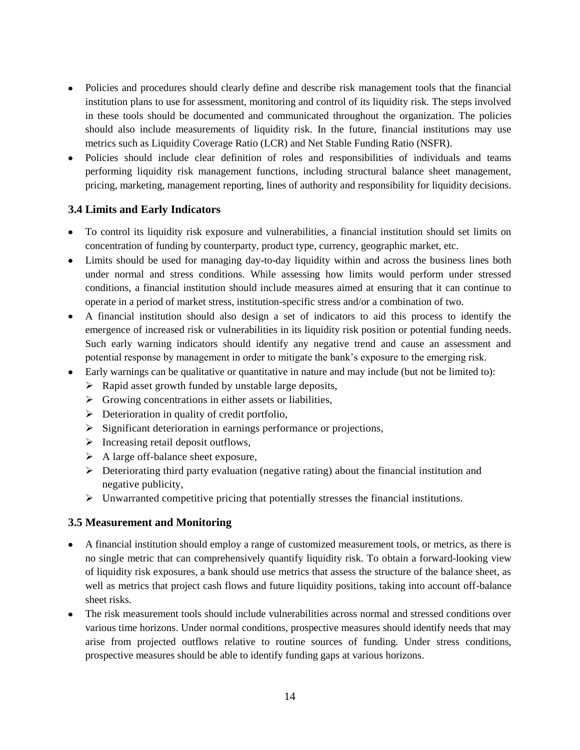- Policies and procedures should clearly define and describe risk management tools that the financial institution plans to use for assessment, monitoring and control of its liquidity risk. The steps involved in these tools should be documented and communicated throughout the organization. The policies should also include measurements of liquidity risk. In the future, financial institutions may use metrics such as Liquidity Coverage Ratio (LCR) and Net Stable Funding Ratio (NSFR).
- Policies should include clear definition of roles and responsibilities of individuals and teams performing liquidity risk management functions, including structural balance sheet management, pricing, marketing, management reporting, lines of authority and responsibility for liquidity decisions.

### 3.4 Limits and Early Indicators

- To control its liquidity risk exposure and vulnerabilities, a financial institution should set limits on concentration of funding by counterparty, product type, currency, geographic market, etc.
- Limits should be used for managing day-to-day liquidity within and across the business lines both under normal and stress conditions. While assessing how limits would perform under stressed conditions, a financial institution should include measures aimed at ensuring that it can continue to operate in a period of market stress, institution-specific stress and/or a combination of two.
- A financial institution should also design a set of indicators to aid this process to identify the emergence of increased risk or vulnerabilities in its liquidity risk position or potential funding needs. Such early warning indicators should identify any negative trend and cause an assessment and potential response by management in order to mitigate the bank's exposure to the emerging risk.
- Early warnings can be qualitative or quantitative in nature and may include (but not be limited to):
  - Rapid asset growth funded by unstable large deposits,
  - Growing concentrations in either assets or liabilities,
  - Deterioration in quality of credit portfolio,
  - Significant deterioration in earnings performance or projections,
  - Increasing retail deposit outflows,
  - A large off-balance sheet exposure,
  - Deteriorating third party evaluation (negative rating) about the financial institution and negative publicity,
  - Unwarranted competitive pricing that potentially stresses the financial institutions.

### 3.5 Measurement and Monitoring

- A financial institution should employ a range of customized measurement tools, or metrics, as there is no single metric that can comprehensively quantify liquidity risk. To obtain a forward-looking view of liquidity risk exposures, a bank should use metrics that assess the structure of the balance sheet, as well as metrics that project cash flows and future liquidity positions, taking into account off-balance sheet risks.
- The risk measurement tools should include vulnerabilities across normal and stressed conditions over various time horizons. Under normal conditions, prospective measures should identify needs that may arise from projected outflows relative to routine sources of funding. Under stress conditions, prospective measures should be able to identify funding gaps at various horizons.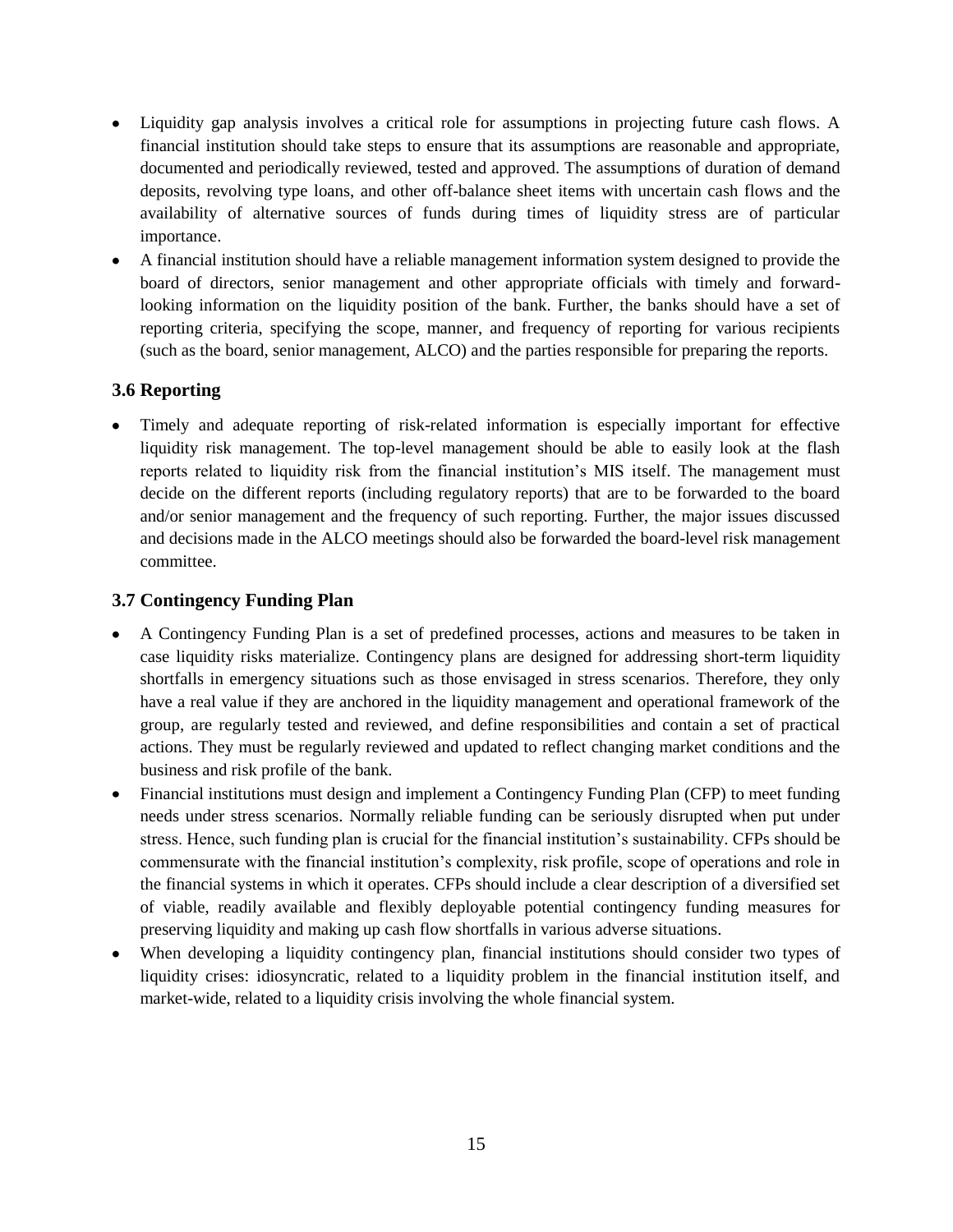- Liquidity gap analysis involves a critical role for assumptions in projecting future cash flows. A financial institution should take steps to ensure that its assumptions are reasonable and appropriate, documented and periodically reviewed, tested and approved. The assumptions of duration of demand deposits, revolving type loans, and other off-balance sheet items with uncertain cash flows and the availability of alternative sources of funds during times of liquidity stress are of particular importance.
- A financial institution should have a reliable management information system designed to provide the board of directors, senior management and other appropriate officials with timely and forward-looking information on the liquidity position of the bank. Further, the banks should have a set of reporting criteria, specifying the scope, manner, and frequency of reporting for various recipients (such as the board, senior management, ALCO) and the parties responsible for preparing the reports.

### 3.6 Reporting

- Timely and adequate reporting of risk-related information is especially important for effective liquidity risk management. The top-level management should be able to easily look at the flash reports related to liquidity risk from the financial institution's MIS itself. The management must decide on the different reports (including regulatory reports) that are to be forwarded to the board and/or senior management and the frequency of such reporting. Further, the major issues discussed and decisions made in the ALCO meetings should also be forwarded the board-level risk management committee.

### 3.7 Contingency Funding Plan

- A Contingency Funding Plan is a set of predefined processes, actions and measures to be taken in case liquidity risks materialize. Contingency plans are designed for addressing short-term liquidity shortfalls in emergency situations such as those envisaged in stress scenarios. Therefore, they only have a real value if they are anchored in the liquidity management and operational framework of the group, are regularly tested and reviewed, and define responsibilities and contain a set of practical actions. They must be regularly reviewed and updated to reflect changing market conditions and the business and risk profile of the bank.
- Financial institutions must design and implement a Contingency Funding Plan (CFP) to meet funding needs under stress scenarios. Normally reliable funding can be seriously disrupted when put under stress. Hence, such funding plan is crucial for the financial institution's sustainability. CFPs should be commensurate with the financial institution's complexity, risk profile, scope of operations and role in the financial systems in which it operates. CFPs should include a clear description of a diversified set of viable, readily available and flexibly deployable potential contingency funding measures for preserving liquidity and making up cash flow shortfalls in various adverse situations.
- When developing a liquidity contingency plan, financial institutions should consider two types of liquidity crises: idiosyncratic, related to a liquidity problem in the financial institution itself, and market-wide, related to a liquidity crisis involving the whole financial system.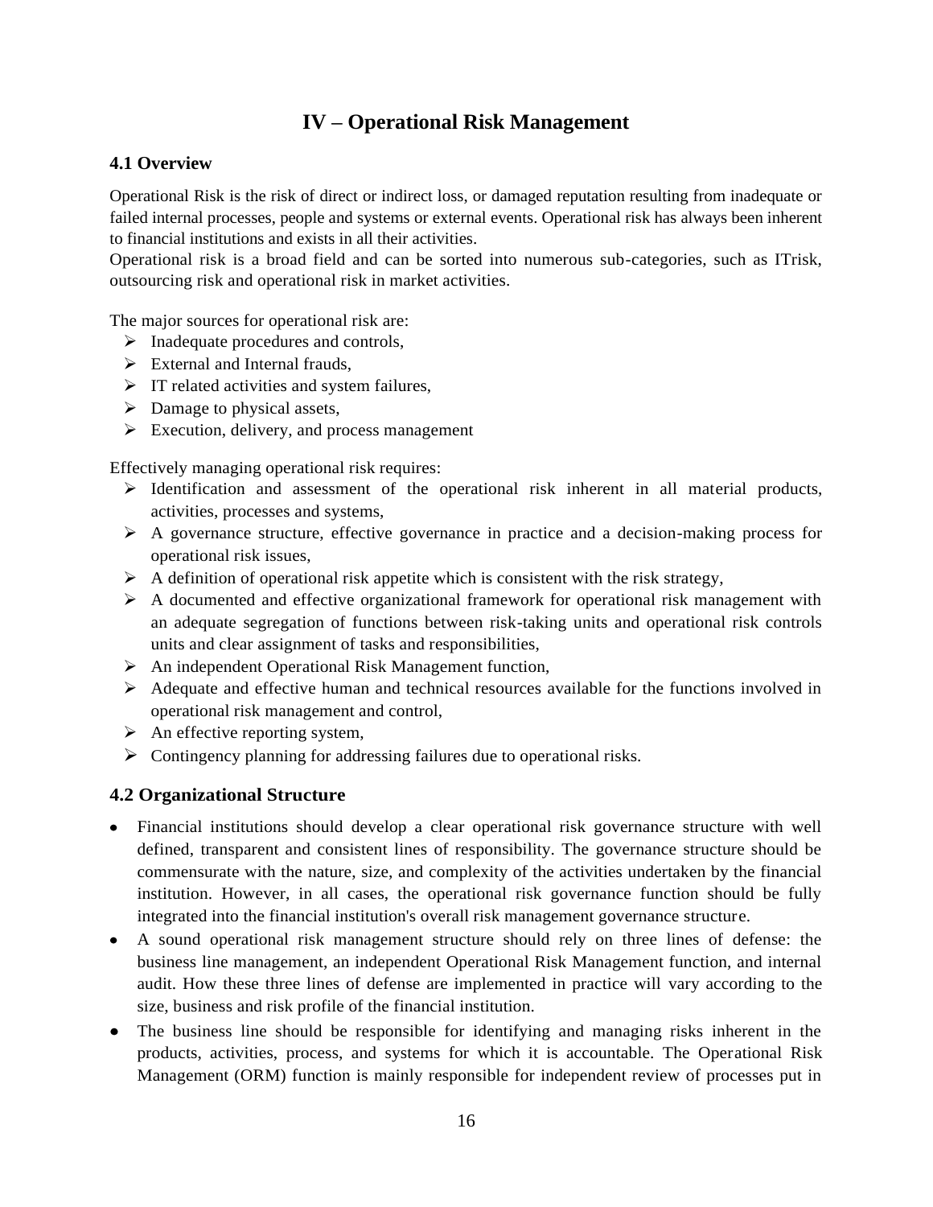# IV – Operational Risk Management

## 4.1 Overview

Operational Risk is the risk of direct or indirect loss, or damaged reputation resulting from inadequate or failed internal processes, people and systems or external events. Operational risk has always been inherent to financial institutions and exists in all their activities.
Operational risk is a broad field and can be sorted into numerous sub-categories, such as ITrisk, outsourcing risk and operational risk in market activities.

The major sources for operational risk are:

- Inadequate procedures and controls,
- External and Internal frauds,
- IT related activities and system failures,
- Damage to physical assets,
- Execution, delivery, and process management

Effectively managing operational risk requires:

- Identification and assessment of the operational risk inherent in all material products, activities, processes and systems,
- A governance structure, effective governance in practice and a decision-making process for operational risk issues,
- A definition of operational risk appetite which is consistent with the risk strategy,
- A documented and effective organizational framework for operational risk management with an adequate segregation of functions between risk-taking units and operational risk controls units and clear assignment of tasks and responsibilities,
- An independent Operational Risk Management function,
- Adequate and effective human and technical resources available for the functions involved in operational risk management and control,
- An effective reporting system,
- Contingency planning for addressing failures due to operational risks.

## 4.2 Organizational Structure

- Financial institutions should develop a clear operational risk governance structure with well defined, transparent and consistent lines of responsibility. The governance structure should be commensurate with the nature, size, and complexity of the activities undertaken by the financial institution. However, in all cases, the operational risk governance function should be fully integrated into the financial institution's overall risk management governance structure.
- A sound operational risk management structure should rely on three lines of defense: the business line management, an independent Operational Risk Management function, and internal audit. How these three lines of defense are implemented in practice will vary according to the size, business and risk profile of the financial institution.
- The business line should be responsible for identifying and managing risks inherent in the products, activities, process, and systems for which it is accountable. The Operational Risk Management (ORM) function is mainly responsible for independent review of processes put in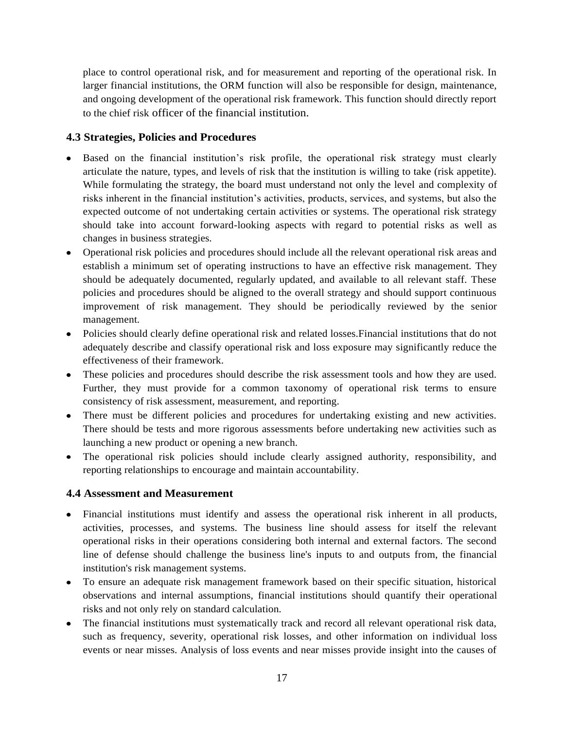place to control operational risk, and for measurement and reporting of the operational risk. In larger financial institutions, the ORM function will also be responsible for design, maintenance, and ongoing development of the operational risk framework. This function should directly report to the chief risk officer of the financial institution.

### 4.3 Strategies, Policies and Procedures

- Based on the financial institution's risk profile, the operational risk strategy must clearly articulate the nature, types, and levels of risk that the institution is willing to take (risk appetite). While formulating the strategy, the board must understand not only the level and complexity of risks inherent in the financial institution's activities, products, services, and systems, but also the expected outcome of not undertaking certain activities or systems. The operational risk strategy should take into account forward-looking aspects with regard to potential risks as well as changes in business strategies.
- Operational risk policies and procedures should include all the relevant operational risk areas and establish a minimum set of operating instructions to have an effective risk management. They should be adequately documented, regularly updated, and available to all relevant staff. These policies and procedures should be aligned to the overall strategy and should support continuous improvement of risk management. They should be periodically reviewed by the senior management.
- Policies should clearly define operational risk and related losses.Financial institutions that do not adequately describe and classify operational risk and loss exposure may significantly reduce the effectiveness of their framework.
- These policies and procedures should describe the risk assessment tools and how they are used. Further, they must provide for a common taxonomy of operational risk terms to ensure consistency of risk assessment, measurement, and reporting.
- There must be different policies and procedures for undertaking existing and new activities. There should be tests and more rigorous assessments before undertaking new activities such as launching a new product or opening a new branch.
- The operational risk policies should include clearly assigned authority, responsibility, and reporting relationships to encourage and maintain accountability.

### 4.4 Assessment and Measurement

- Financial institutions must identify and assess the operational risk inherent in all products, activities, processes, and systems. The business line should assess for itself the relevant operational risks in their operations considering both internal and external factors. The second line of defense should challenge the business line's inputs to and outputs from, the financial institution's risk management systems.
- To ensure an adequate risk management framework based on their specific situation, historical observations and internal assumptions, financial institutions should quantify their operational risks and not only rely on standard calculation.
- The financial institutions must systematically track and record all relevant operational risk data, such as frequency, severity, operational risk losses, and other information on individual loss events or near misses. Analysis of loss events and near misses provide insight into the causes of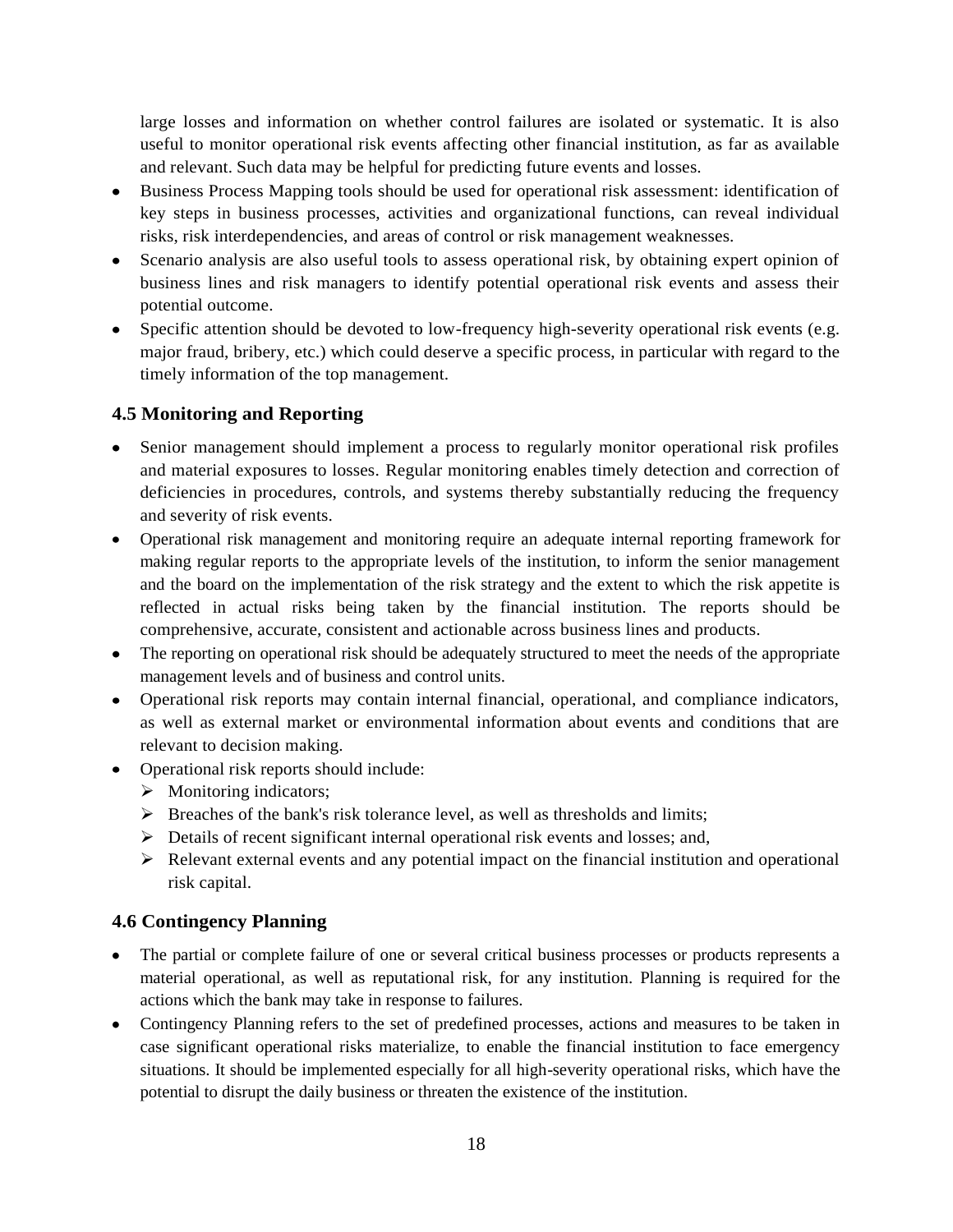large losses and information on whether control failures are isolated or systematic. It is also useful to monitor operational risk events affecting other financial institution, as far as available and relevant. Such data may be helpful for predicting future events and losses.

- Business Process Mapping tools should be used for operational risk assessment: identification of key steps in business processes, activities and organizational functions, can reveal individual risks, risk interdependencies, and areas of control or risk management weaknesses.
- Scenario analysis are also useful tools to assess operational risk, by obtaining expert opinion of business lines and risk managers to identify potential operational risk events and assess their potential outcome.
- Specific attention should be devoted to low-frequency high-severity operational risk events (e.g. major fraud, bribery, etc.) which could deserve a specific process, in particular with regard to the timely information of the top management.

### 4.5 Monitoring and Reporting

- Senior management should implement a process to regularly monitor operational risk profiles and material exposures to losses. Regular monitoring enables timely detection and correction of deficiencies in procedures, controls, and systems thereby substantially reducing the frequency and severity of risk events.
- Operational risk management and monitoring require an adequate internal reporting framework for making regular reports to the appropriate levels of the institution, to inform the senior management and the board on the implementation of the risk strategy and the extent to which the risk appetite is reflected in actual risks being taken by the financial institution. The reports should be comprehensive, accurate, consistent and actionable across business lines and products.
- The reporting on operational risk should be adequately structured to meet the needs of the appropriate management levels and of business and control units.
- Operational risk reports may contain internal financial, operational, and compliance indicators, as well as external market or environmental information about events and conditions that are relevant to decision making.
- Operational risk reports should include:
  - Monitoring indicators;
  - Breaches of the bank's risk tolerance level, as well as thresholds and limits;
  - Details of recent significant internal operational risk events and losses; and,
  - Relevant external events and any potential impact on the financial institution and operational risk capital.

### 4.6 Contingency Planning

- The partial or complete failure of one or several critical business processes or products represents a material operational, as well as reputational risk, for any institution. Planning is required for the actions which the bank may take in response to failures.
- Contingency Planning refers to the set of predefined processes, actions and measures to be taken in case significant operational risks materialize, to enable the financial institution to face emergency situations. It should be implemented especially for all high-severity operational risks, which have the potential to disrupt the daily business or threaten the existence of the institution.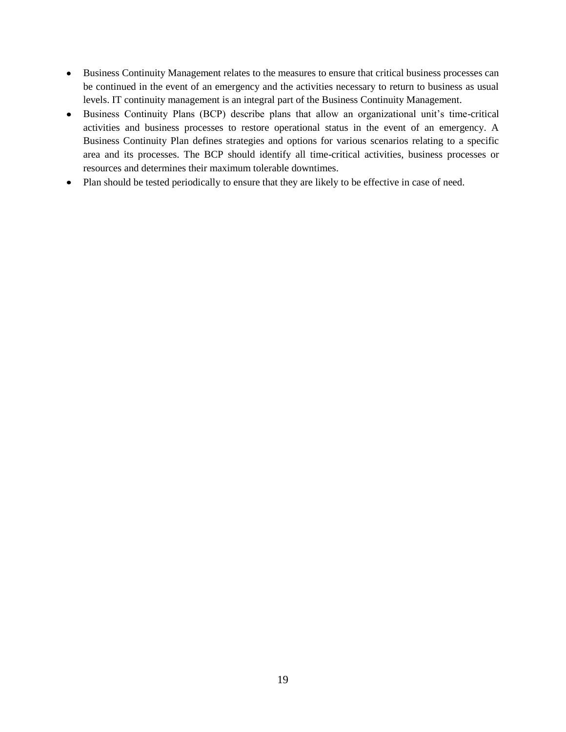- Business Continuity Management relates to the measures to ensure that critical business processes can be continued in the event of an emergency and the activities necessary to return to business as usual levels. IT continuity management is an integral part of the Business Continuity Management.
- Business Continuity Plans (BCP) describe plans that allow an organizational unit's time-critical activities and business processes to restore operational status in the event of an emergency. A Business Continuity Plan defines strategies and options for various scenarios relating to a specific area and its processes. The BCP should identify all time-critical activities, business processes or resources and determines their maximum tolerable downtimes.
- Plan should be tested periodically to ensure that they are likely to be effective in case of need.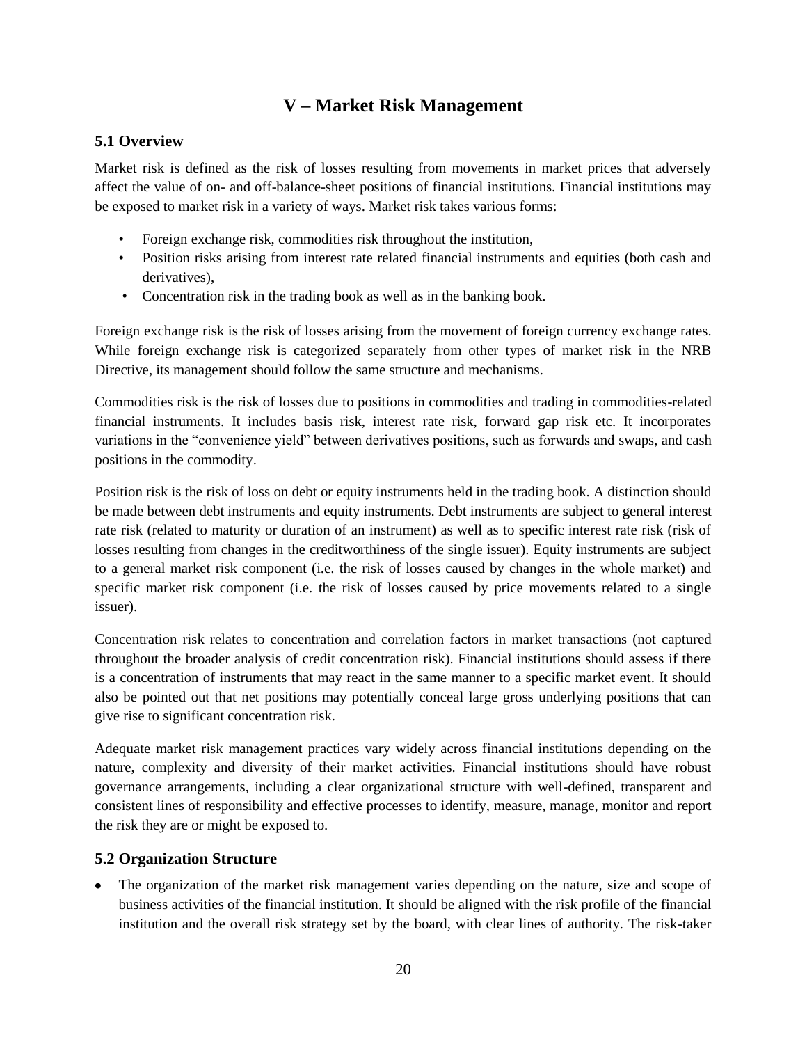# V – Market Risk Management

## 5.1 Overview

Market risk is defined as the risk of losses resulting from movements in market prices that adversely affect the value of on- and off-balance-sheet positions of financial institutions. Financial institutions may be exposed to market risk in a variety of ways. Market risk takes various forms:

- Foreign exchange risk, commodities risk throughout the institution,
- Position risks arising from interest rate related financial instruments and equities (both cash and derivatives),
- Concentration risk in the trading book as well as in the banking book.

Foreign exchange risk is the risk of losses arising from the movement of foreign currency exchange rates. While foreign exchange risk is categorized separately from other types of market risk in the NRB Directive, its management should follow the same structure and mechanisms.

Commodities risk is the risk of losses due to positions in commodities and trading in commodities-related financial instruments. It includes basis risk, interest rate risk, forward gap risk etc. It incorporates variations in the "convenience yield" between derivatives positions, such as forwards and swaps, and cash positions in the commodity.

Position risk is the risk of loss on debt or equity instruments held in the trading book. A distinction should be made between debt instruments and equity instruments. Debt instruments are subject to general interest rate risk (related to maturity or duration of an instrument) as well as to specific interest rate risk (risk of losses resulting from changes in the creditworthiness of the single issuer). Equity instruments are subject to a general market risk component (i.e. the risk of losses caused by changes in the whole market) and specific market risk component (i.e. the risk of losses caused by price movements related to a single issuer).

Concentration risk relates to concentration and correlation factors in market transactions (not captured throughout the broader analysis of credit concentration risk). Financial institutions should assess if there is a concentration of instruments that may react in the same manner to a specific market event. It should also be pointed out that net positions may potentially conceal large gross underlying positions that can give rise to significant concentration risk.

Adequate market risk management practices vary widely across financial institutions depending on the nature, complexity and diversity of their market activities. Financial institutions should have robust governance arrangements, including a clear organizational structure with well-defined, transparent and consistent lines of responsibility and effective processes to identify, measure, manage, monitor and report the risk they are or might be exposed to.

## 5.2 Organization Structure

- The organization of the market risk management varies depending on the nature, size and scope of business activities of the financial institution. It should be aligned with the risk profile of the financial institution and the overall risk strategy set by the board, with clear lines of authority. The risk-taker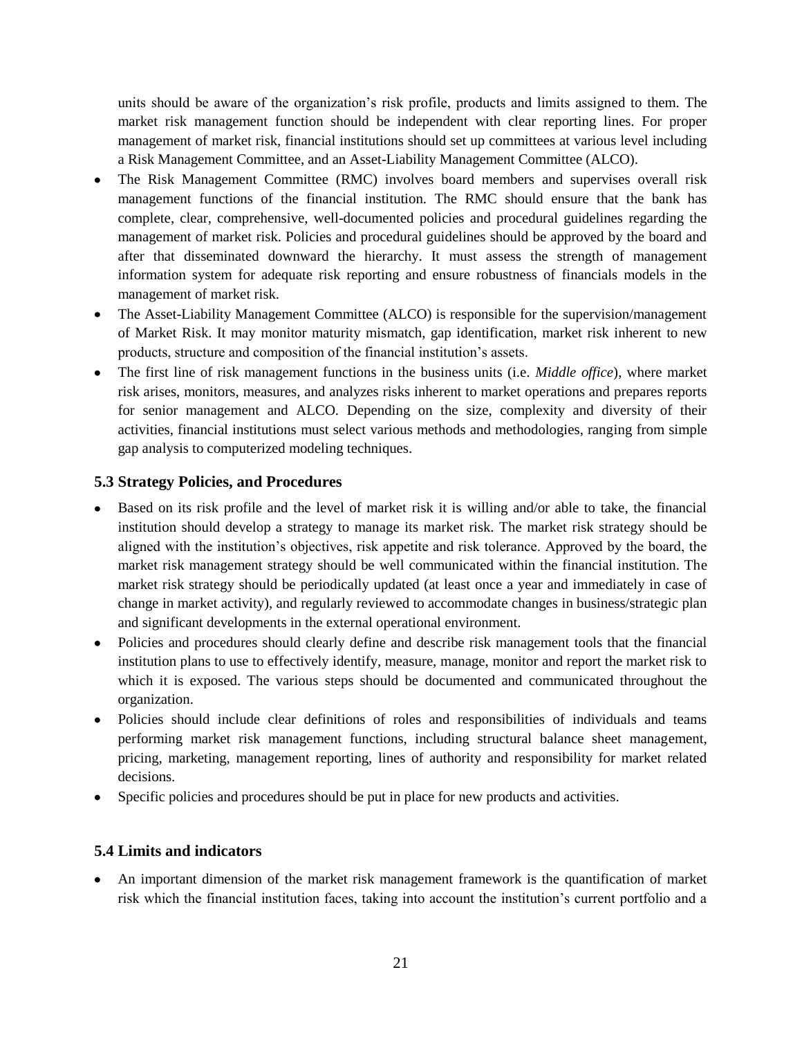units should be aware of the organization's risk profile, products and limits assigned to them. The market risk management function should be independent with clear reporting lines. For proper management of market risk, financial institutions should set up committees at various level including a Risk Management Committee, and an Asset-Liability Management Committee (ALCO).

- The Risk Management Committee (RMC) involves board members and supervises overall risk management functions of the financial institution. The RMC should ensure that the bank has complete, clear, comprehensive, well-documented policies and procedural guidelines regarding the management of market risk. Policies and procedural guidelines should be approved by the board and after that disseminated downward the hierarchy. It must assess the strength of management information system for adequate risk reporting and ensure robustness of financials models in the management of market risk.
- The Asset-Liability Management Committee (ALCO) is responsible for the supervision/management of Market Risk. It may monitor maturity mismatch, gap identification, market risk inherent to new products, structure and composition of the financial institution's assets.
- The first line of risk management functions in the business units (i.e. *Middle office*), where market risk arises, monitors, measures, and analyzes risks inherent to market operations and prepares reports for senior management and ALCO. Depending on the size, complexity and diversity of their activities, financial institutions must select various methods and methodologies, ranging from simple gap analysis to computerized modeling techniques.

## 5.3 Strategy Policies, and Procedures

- Based on its risk profile and the level of market risk it is willing and/or able to take, the financial institution should develop a strategy to manage its market risk. The market risk strategy should be aligned with the institution's objectives, risk appetite and risk tolerance. Approved by the board, the market risk management strategy should be well communicated within the financial institution. The market risk strategy should be periodically updated (at least once a year and immediately in case of change in market activity), and regularly reviewed to accommodate changes in business/strategic plan and significant developments in the external operational environment.
- Policies and procedures should clearly define and describe risk management tools that the financial institution plans to use to effectively identify, measure, manage, monitor and report the market risk to which it is exposed. The various steps should be documented and communicated throughout the organization.
- Policies should include clear definitions of roles and responsibilities of individuals and teams performing market risk management functions, including structural balance sheet management, pricing, marketing, management reporting, lines of authority and responsibility for market related decisions.
- Specific policies and procedures should be put in place for new products and activities.

## 5.4 Limits and indicators

- An important dimension of the market risk management framework is the quantification of market risk which the financial institution faces, taking into account the institution's current portfolio and a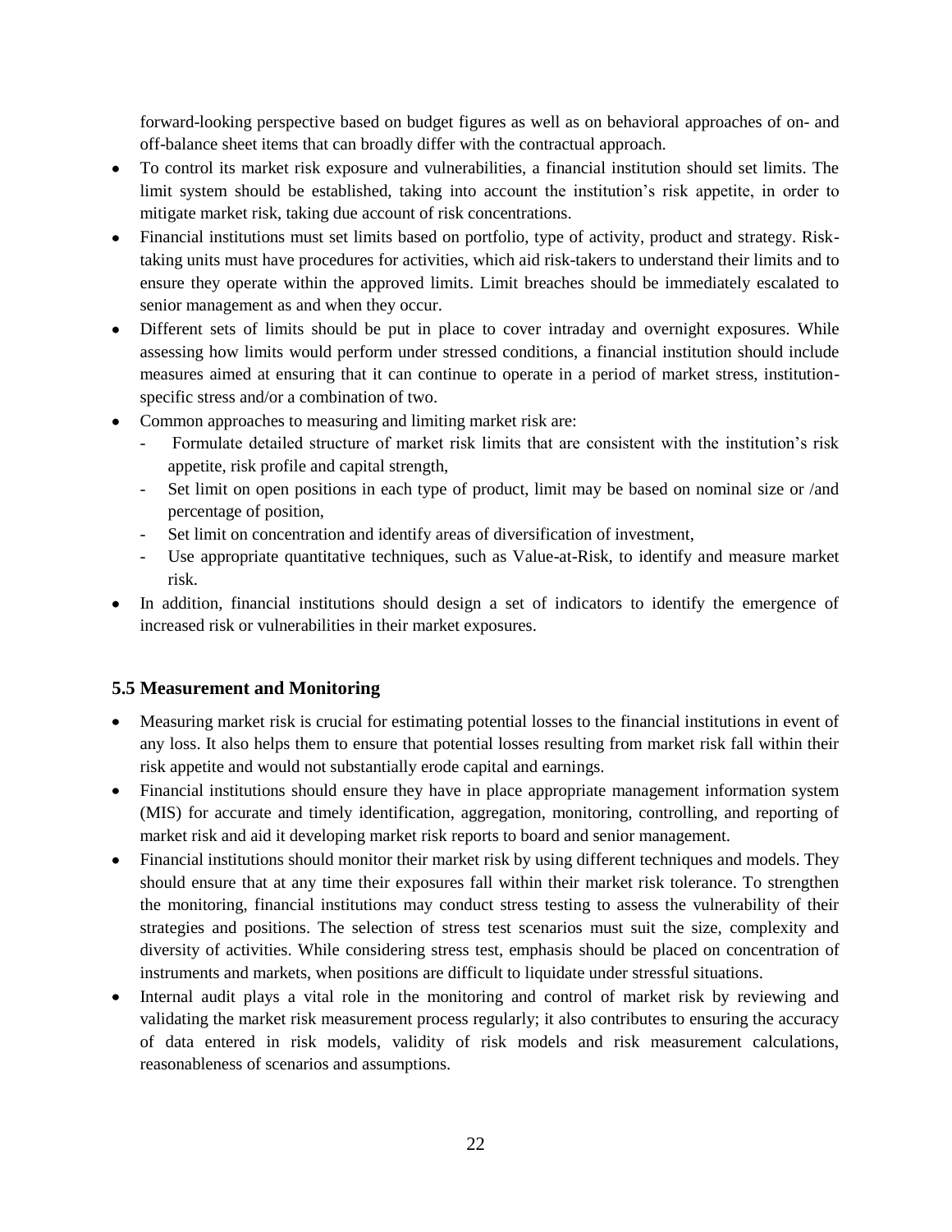forward-looking perspective based on budget figures as well as on behavioral approaches of on- and off-balance sheet items that can broadly differ with the contractual approach.

- To control its market risk exposure and vulnerabilities, a financial institution should set limits. The limit system should be established, taking into account the institution's risk appetite, in order to mitigate market risk, taking due account of risk concentrations.
- Financial institutions must set limits based on portfolio, type of activity, product and strategy. Risk-taking units must have procedures for activities, which aid risk-takers to understand their limits and to ensure they operate within the approved limits. Limit breaches should be immediately escalated to senior management as and when they occur.
- Different sets of limits should be put in place to cover intraday and overnight exposures. While assessing how limits would perform under stressed conditions, a financial institution should include measures aimed at ensuring that it can continue to operate in a period of market stress, institution-specific stress and/or a combination of two.
- Common approaches to measuring and limiting market risk are:
    - Formulate detailed structure of market risk limits that are consistent with the institution's risk appetite, risk profile and capital strength,
    - Set limit on open positions in each type of product, limit may be based on nominal size or /and percentage of position,
    - Set limit on concentration and identify areas of diversification of investment,
    - Use appropriate quantitative techniques, such as Value-at-Risk, to identify and measure market risk.
- In addition, financial institutions should design a set of indicators to identify the emergence of increased risk or vulnerabilities in their market exposures.

### 5.5 Measurement and Monitoring

- Measuring market risk is crucial for estimating potential losses to the financial institutions in event of any loss. It also helps them to ensure that potential losses resulting from market risk fall within their risk appetite and would not substantially erode capital and earnings.
- Financial institutions should ensure they have in place appropriate management information system (MIS) for accurate and timely identification, aggregation, monitoring, controlling, and reporting of market risk and aid it developing market risk reports to board and senior management.
- Financial institutions should monitor their market risk by using different techniques and models. They should ensure that at any time their exposures fall within their market risk tolerance. To strengthen the monitoring, financial institutions may conduct stress testing to assess the vulnerability of their strategies and positions. The selection of stress test scenarios must suit the size, complexity and diversity of activities. While considering stress test, emphasis should be placed on concentration of instruments and markets, when positions are difficult to liquidate under stressful situations.
- Internal audit plays a vital role in the monitoring and control of market risk by reviewing and validating the market risk measurement process regularly; it also contributes to ensuring the accuracy of data entered in risk models, validity of risk models and risk measurement calculations, reasonableness of scenarios and assumptions.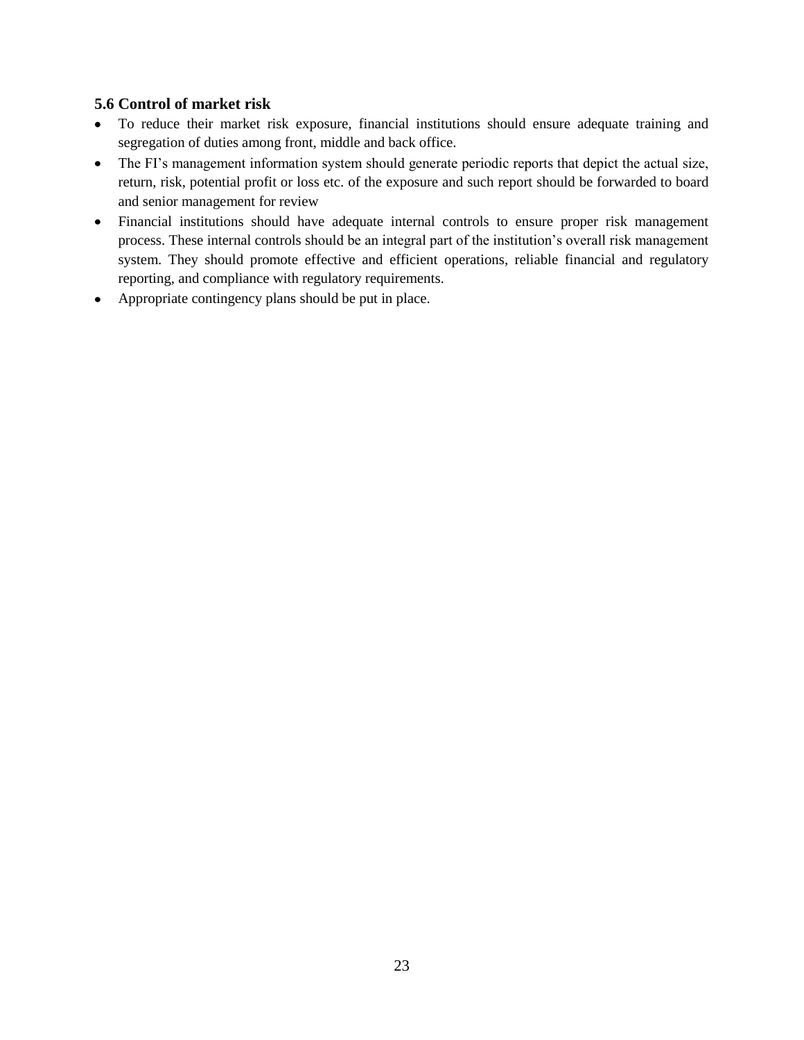### 5.6 Control of market risk

- To reduce their market risk exposure, financial institutions should ensure adequate training and segregation of duties among front, middle and back office.
- The FI's management information system should generate periodic reports that depict the actual size, return, risk, potential profit or loss etc. of the exposure and such report should be forwarded to board and senior management for review
- Financial institutions should have adequate internal controls to ensure proper risk management process. These internal controls should be an integral part of the institution's overall risk management system. They should promote effective and efficient operations, reliable financial and regulatory reporting, and compliance with regulatory requirements.
- Appropriate contingency plans should be put in place.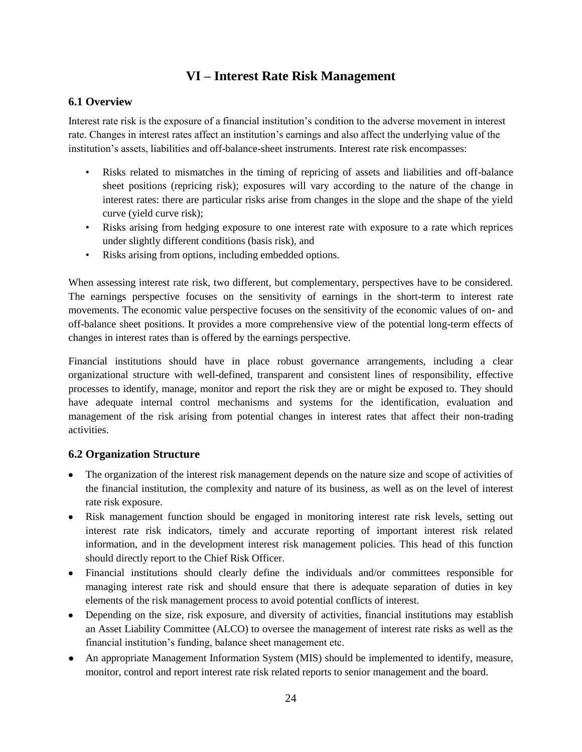# VI – Interest Rate Risk Management

## 6.1 Overview

Interest rate risk is the exposure of a financial institution's condition to the adverse movement in interest rate. Changes in interest rates affect an institution's earnings and also affect the underlying value of the institution's assets, liabilities and off-balance-sheet instruments. Interest rate risk encompasses:

- Risks related to mismatches in the timing of repricing of assets and liabilities and off-balance sheet positions (repricing risk); exposures will vary according to the nature of the change in interest rates: there are particular risks arise from changes in the slope and the shape of the yield curve (yield curve risk);
- Risks arising from hedging exposure to one interest rate with exposure to a rate which reprices under slightly different conditions (basis risk), and
- Risks arising from options, including embedded options.

When assessing interest rate risk, two different, but complementary, perspectives have to be considered. The earnings perspective focuses on the sensitivity of earnings in the short-term to interest rate movements. The economic value perspective focuses on the sensitivity of the economic values of on- and off-balance sheet positions. It provides a more comprehensive view of the potential long-term effects of changes in interest rates than is offered by the earnings perspective.

Financial institutions should have in place robust governance arrangements, including a clear organizational structure with well-defined, transparent and consistent lines of responsibility, effective processes to identify, manage, monitor and report the risk they are or might be exposed to. They should have adequate internal control mechanisms and systems for the identification, evaluation and management of the risk arising from potential changes in interest rates that affect their non-trading activities.

## 6.2 Organization Structure

- The organization of the interest risk management depends on the nature size and scope of activities of the financial institution, the complexity and nature of its business, as well as on the level of interest rate risk exposure.
- Risk management function should be engaged in monitoring interest rate risk levels, setting out interest rate risk indicators, timely and accurate reporting of important interest risk related information, and in the development interest risk management policies. This head of this function should directly report to the Chief Risk Officer.
- Financial institutions should clearly define the individuals and/or committees responsible for managing interest rate risk and should ensure that there is adequate separation of duties in key elements of the risk management process to avoid potential conflicts of interest.
- Depending on the size, risk exposure, and diversity of activities, financial institutions may establish an Asset Liability Committee (ALCO) to oversee the management of interest rate risks as well as the financial institution's funding, balance sheet management etc.
- An appropriate Management Information System (MIS) should be implemented to identify, measure, monitor, control and report interest rate risk related reports to senior management and the board.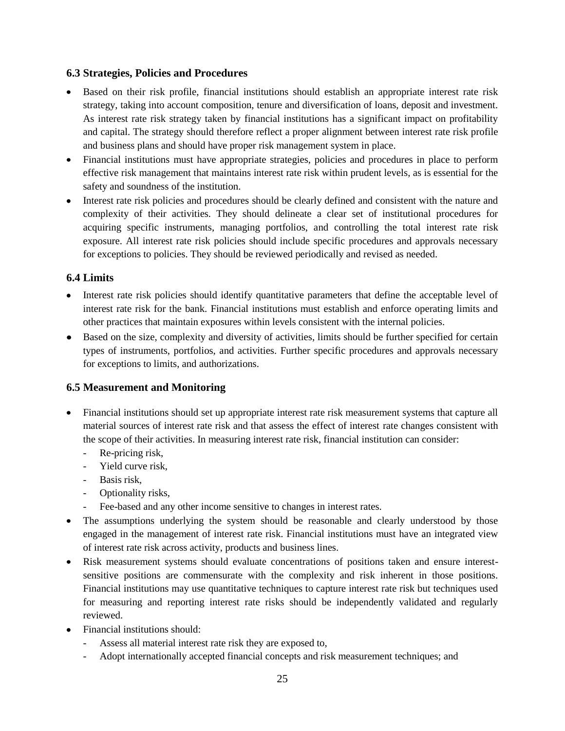### 6.3 Strategies, Policies and Procedures

- Based on their risk profile, financial institutions should establish an appropriate interest rate risk strategy, taking into account composition, tenure and diversification of loans, deposit and investment. As interest rate risk strategy taken by financial institutions has a significant impact on profitability and capital. The strategy should therefore reflect a proper alignment between interest rate risk profile and business plans and should have proper risk management system in place.
- Financial institutions must have appropriate strategies, policies and procedures in place to perform effective risk management that maintains interest rate risk within prudent levels, as is essential for the safety and soundness of the institution.
- Interest rate risk policies and procedures should be clearly defined and consistent with the nature and complexity of their activities. They should delineate a clear set of institutional procedures for acquiring specific instruments, managing portfolios, and controlling the total interest rate risk exposure. All interest rate risk policies should include specific procedures and approvals necessary for exceptions to policies. They should be reviewed periodically and revised as needed.

### 6.4 Limits

- Interest rate risk policies should identify quantitative parameters that define the acceptable level of interest rate risk for the bank. Financial institutions must establish and enforce operating limits and other practices that maintain exposures within levels consistent with the internal policies.
- Based on the size, complexity and diversity of activities, limits should be further specified for certain types of instruments, portfolios, and activities. Further specific procedures and approvals necessary for exceptions to limits, and authorizations.

### 6.5 Measurement and Monitoring

- Financial institutions should set up appropriate interest rate risk measurement systems that capture all material sources of interest rate risk and that assess the effect of interest rate changes consistent with the scope of their activities. In measuring interest rate risk, financial institution can consider:
  - Re-pricing risk,
  - Yield curve risk,
  - Basis risk,
  - Optionality risks,
  - Fee-based and any other income sensitive to changes in interest rates.
- The assumptions underlying the system should be reasonable and clearly understood by those engaged in the management of interest rate risk. Financial institutions must have an integrated view of interest rate risk across activity, products and business lines.
- Risk measurement systems should evaluate concentrations of positions taken and ensure interest-sensitive positions are commensurate with the complexity and risk inherent in those positions. Financial institutions may use quantitative techniques to capture interest rate risk but techniques used for measuring and reporting interest rate risks should be independently validated and regularly reviewed.
- Financial institutions should:
  - Assess all material interest rate risk they are exposed to,
  - Adopt internationally accepted financial concepts and risk measurement techniques; and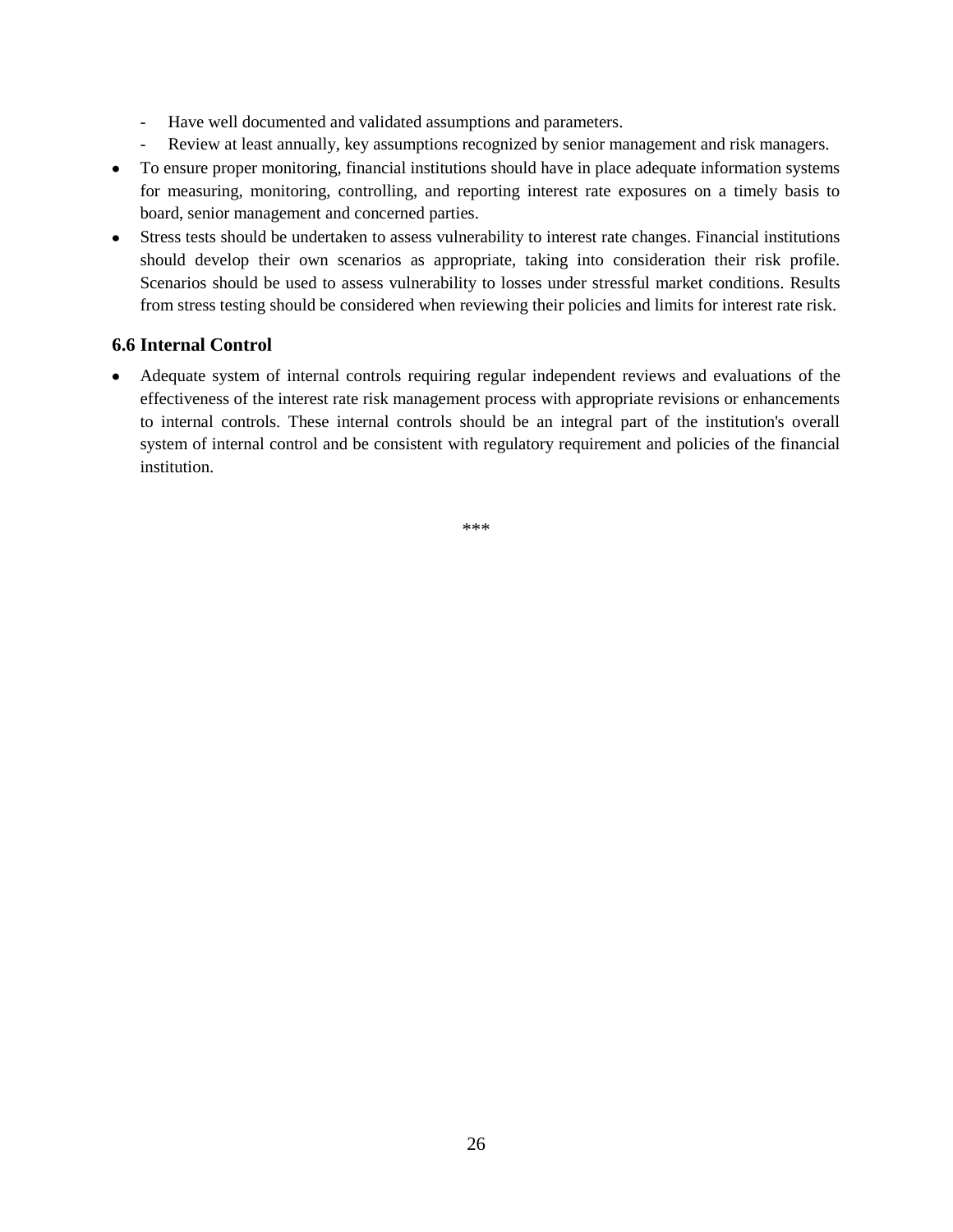- Have well documented and validated assumptions and parameters.
  - Review at least annually, key assumptions recognized by senior management and risk managers.
- To ensure proper monitoring, financial institutions should have in place adequate information systems for measuring, monitoring, controlling, and reporting interest rate exposures on a timely basis to board, senior management and concerned parties.
- Stress tests should be undertaken to assess vulnerability to interest rate changes. Financial institutions should develop their own scenarios as appropriate, taking into consideration their risk profile. Scenarios should be used to assess vulnerability to losses under stressful market conditions. Results from stress testing should be considered when reviewing their policies and limits for interest rate risk.

### 6.6 Internal Control

- Adequate system of internal controls requiring regular independent reviews and evaluations of the effectiveness of the interest rate risk management process with appropriate revisions or enhancements to internal controls. These internal controls should be an integral part of the institution's overall system of internal control and be consistent with regulatory requirement and policies of the financial institution.

***